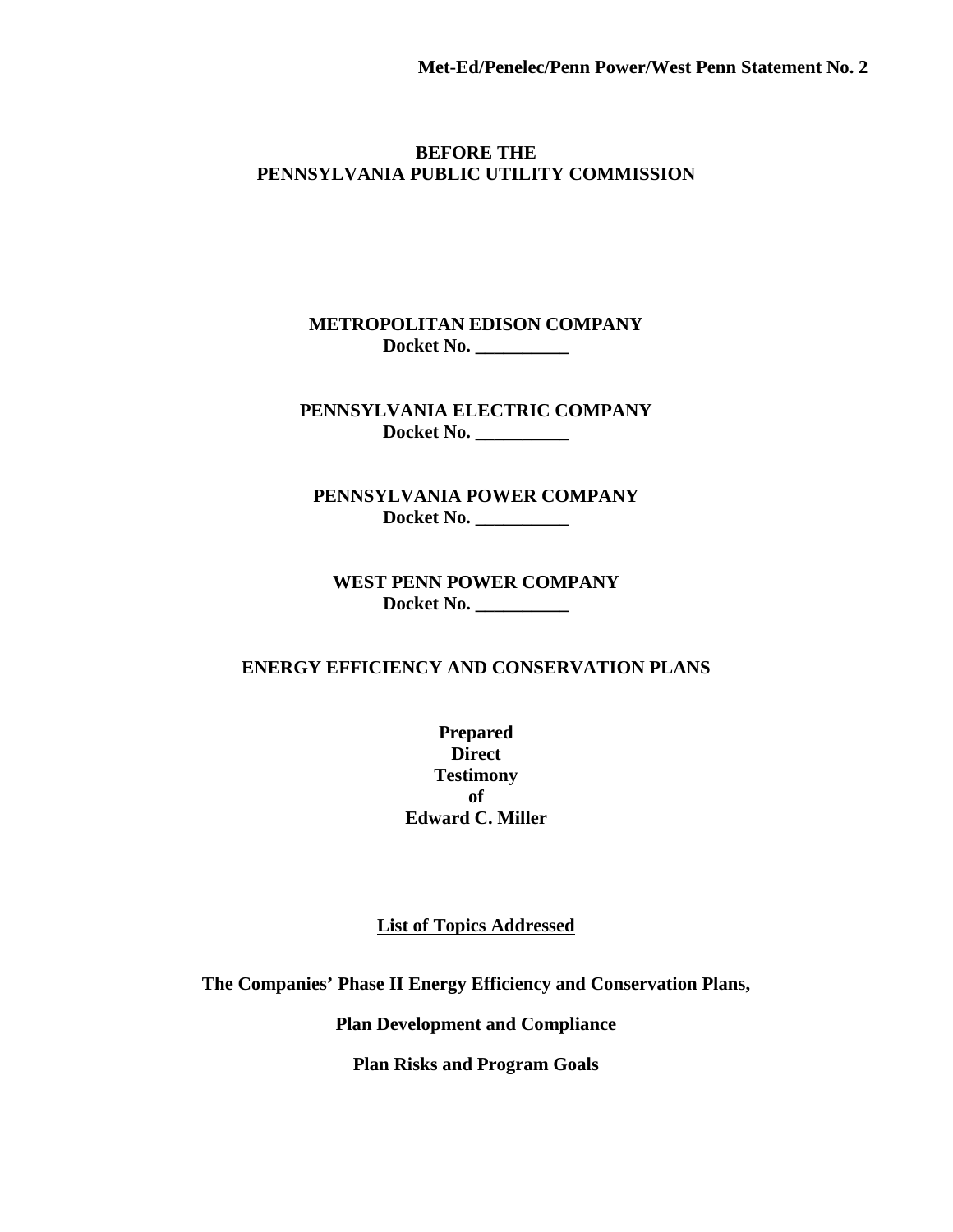**Met-Ed/Penelec/Penn Power/West Penn Statement No. 2**

**BEFORE THE**
**PENNSYLVANIA PUBLIC UTILITY COMMISSION**

**METROPOLITAN EDISON COMPANY**
**Docket No. __________**

**PENNSYLVANIA ELECTRIC COMPANY**
**Docket No. __________**

**PENNSYLVANIA POWER COMPANY**
**Docket No. __________**

**WEST PENN POWER COMPANY**
**Docket No. __________**

**ENERGY EFFICIENCY AND CONSERVATION PLANS**

**Prepared**
**Direct**
**Testimony**
**of**
**Edward C. Miller**

**List of Topics Addressed**

**The Companies' Phase II Energy Efficiency and Conservation Plans,**

**Plan Development and Compliance**

**Plan Risks and Program Goals**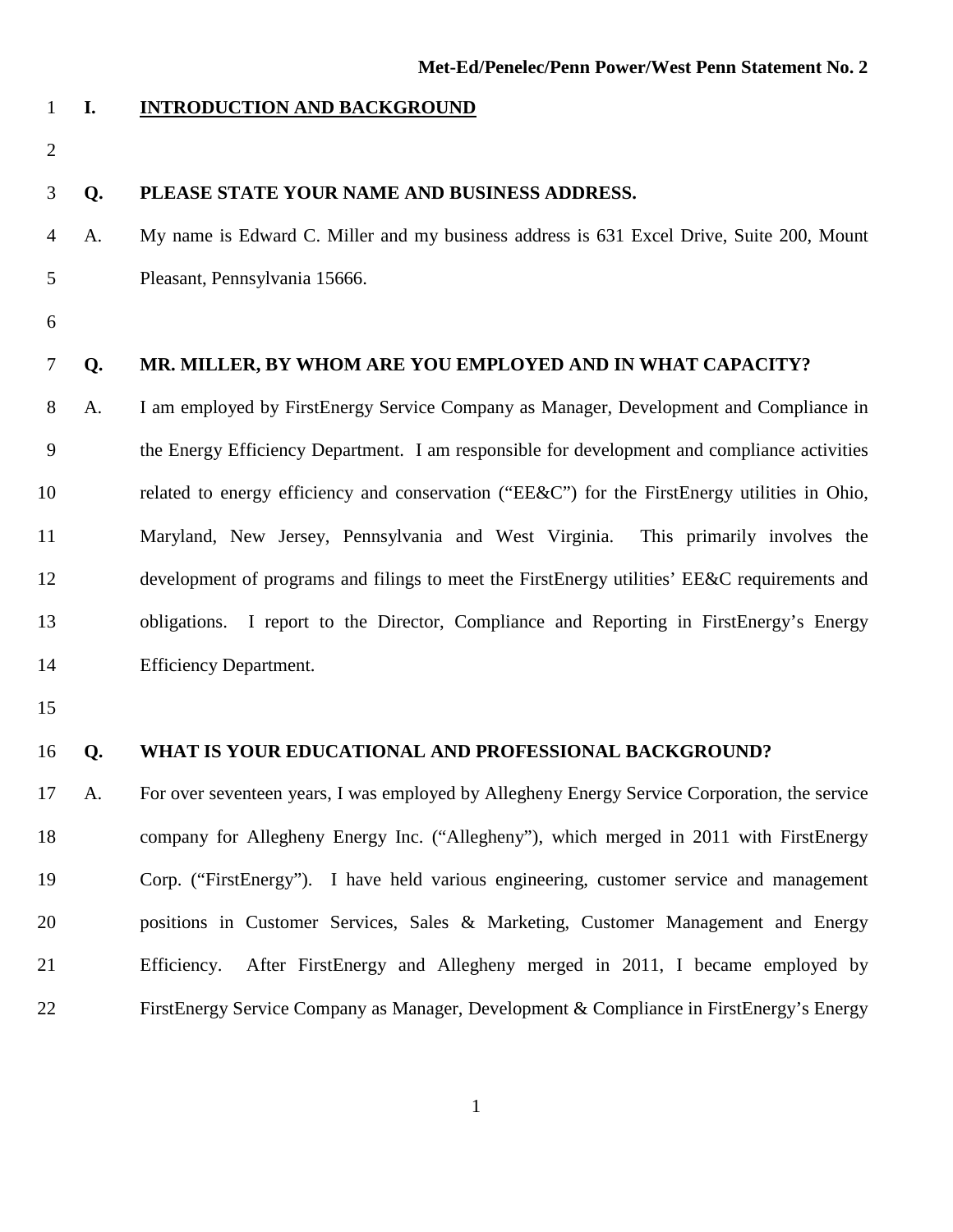## I. INTRODUCTION AND BACKGROUND

**Q. PLEASE STATE YOUR NAME AND BUSINESS ADDRESS.**

A. My name is Edward C. Miller and my business address is 631 Excel Drive, Suite 200, Mount Pleasant, Pennsylvania 15666.

**Q. MR. MILLER, BY WHOM ARE YOU EMPLOYED AND IN WHAT CAPACITY?**

A. I am employed by FirstEnergy Service Company as Manager, Development and Compliance in the Energy Efficiency Department. I am responsible for development and compliance activities related to energy efficiency and conservation ("EE&C") for the FirstEnergy utilities in Ohio, Maryland, New Jersey, Pennsylvania and West Virginia. This primarily involves the development of programs and filings to meet the FirstEnergy utilities' EE&C requirements and obligations. I report to the Director, Compliance and Reporting in FirstEnergy's Energy Efficiency Department.

**Q. WHAT IS YOUR EDUCATIONAL AND PROFESSIONAL BACKGROUND?**

A. For over seventeen years, I was employed by Allegheny Energy Service Corporation, the service company for Allegheny Energy Inc. ("Allegheny"), which merged in 2011 with FirstEnergy Corp. ("FirstEnergy"). I have held various engineering, customer service and management positions in Customer Services, Sales & Marketing, Customer Management and Energy Efficiency. After FirstEnergy and Allegheny merged in 2011, I became employed by FirstEnergy Service Company as Manager, Development & Compliance in FirstEnergy's Energy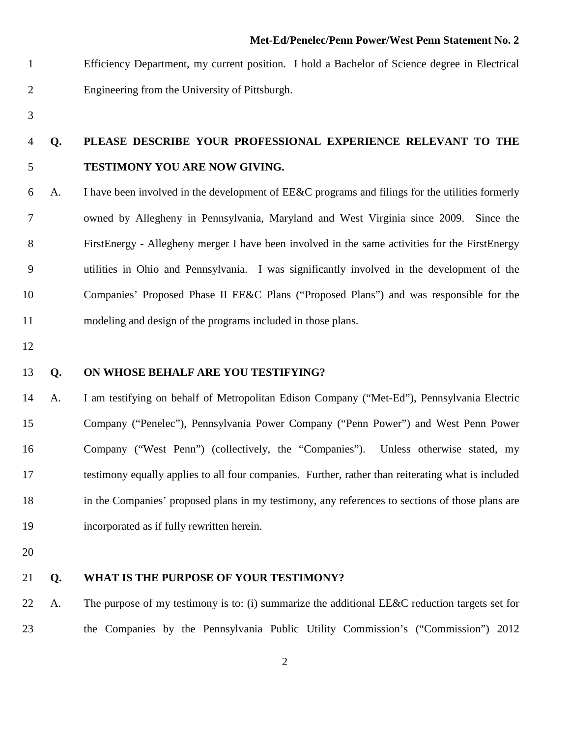Efficiency Department, my current position. I hold a Bachelor of Science degree in Electrical Engineering from the University of Pittsburgh.

**Q. PLEASE DESCRIBE YOUR PROFESSIONAL EXPERIENCE RELEVANT TO THE TESTIMONY YOU ARE NOW GIVING.**

A. I have been involved in the development of EE&C programs and filings for the utilities formerly owned by Allegheny in Pennsylvania, Maryland and West Virginia since 2009. Since the FirstEnergy - Allegheny merger I have been involved in the same activities for the FirstEnergy utilities in Ohio and Pennsylvania. I was significantly involved in the development of the Companies' Proposed Phase II EE&C Plans ("Proposed Plans") and was responsible for the modeling and design of the programs included in those plans.

**Q. ON WHOSE BEHALF ARE YOU TESTIFYING?**

A. I am testifying on behalf of Metropolitan Edison Company ("Met-Ed"), Pennsylvania Electric Company ("Penelec"), Pennsylvania Power Company ("Penn Power") and West Penn Power Company ("West Penn") (collectively, the "Companies"). Unless otherwise stated, my testimony equally applies to all four companies. Further, rather than reiterating what is included in the Companies' proposed plans in my testimony, any references to sections of those plans are incorporated as if fully rewritten herein.

**Q. WHAT IS THE PURPOSE OF YOUR TESTIMONY?**

A. The purpose of my testimony is to: (i) summarize the additional EE&C reduction targets set for the Companies by the Pennsylvania Public Utility Commission's ("Commission") 2012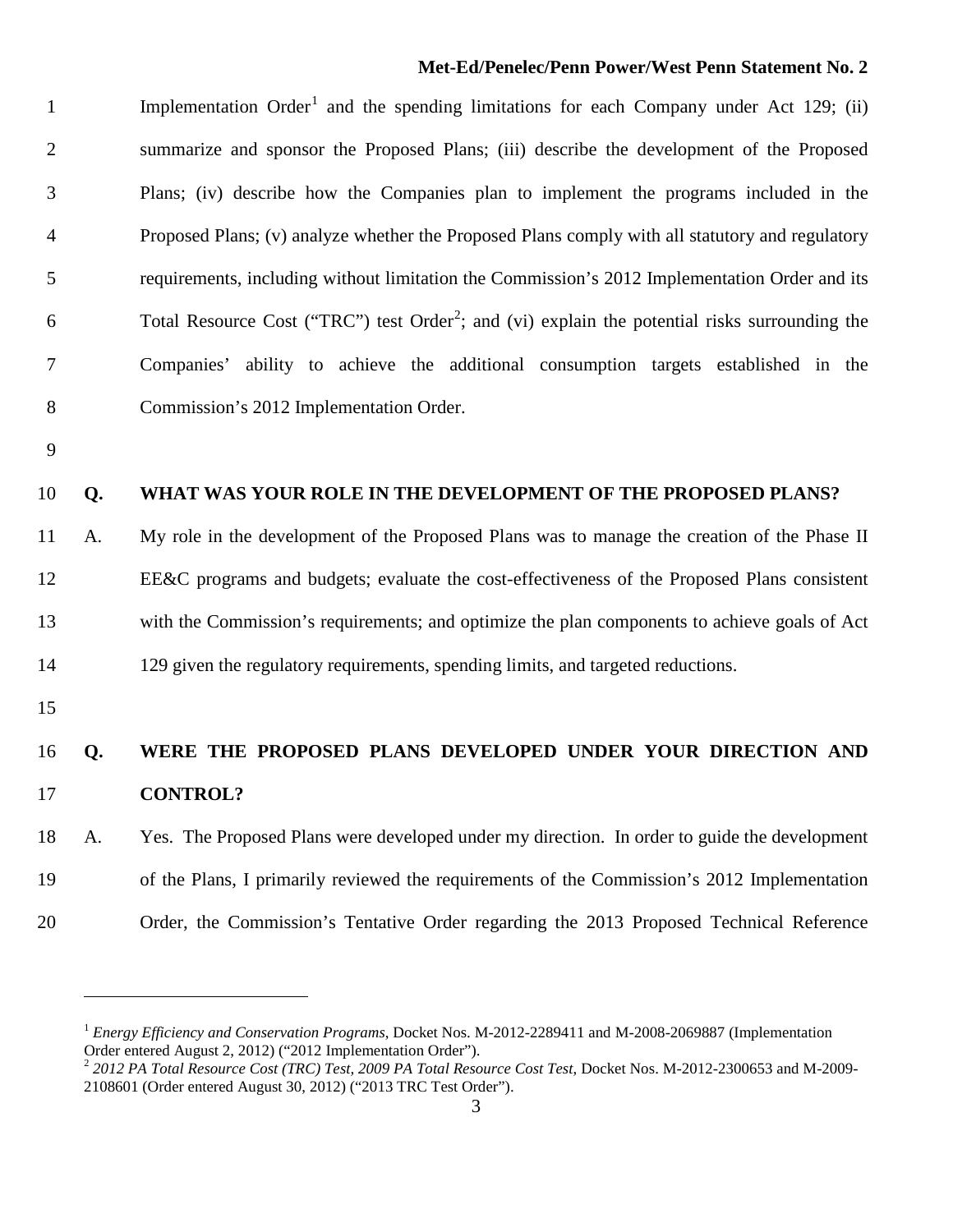Implementation Order[1] and the spending limitations for each Company under Act 129; (ii) summarize and sponsor the Proposed Plans; (iii) describe the development of the Proposed Plans; (iv) describe how the Companies plan to implement the programs included in the Proposed Plans; (v) analyze whether the Proposed Plans comply with all statutory and regulatory requirements, including without limitation the Commission's 2012 Implementation Order and its Total Resource Cost ("TRC") test Order[2]; and (vi) explain the potential risks surrounding the Companies' ability to achieve the additional consumption targets established in the Commission's 2012 Implementation Order.

**Q. WHAT WAS YOUR ROLE IN THE DEVELOPMENT OF THE PROPOSED PLANS?**

A. My role in the development of the Proposed Plans was to manage the creation of the Phase II EE&C programs and budgets; evaluate the cost-effectiveness of the Proposed Plans consistent with the Commission's requirements; and optimize the plan components to achieve goals of Act 129 given the regulatory requirements, spending limits, and targeted reductions.

**Q. WERE THE PROPOSED PLANS DEVELOPED UNDER YOUR DIRECTION AND CONTROL?**

A. Yes. The Proposed Plans were developed under my direction. In order to guide the development of the Plans, I primarily reviewed the requirements of the Commission's 2012 Implementation Order, the Commission's Tentative Order regarding the 2013 Proposed Technical Reference

---

[1] *Energy Efficiency and Conservation Programs*, Docket Nos. M-2012-2289411 and M-2008-2069887 (Implementation Order entered August 2, 2012) ("2012 Implementation Order").

[2] *2012 PA Total Resource Cost (TRC) Test, 2009 PA Total Resource Cost Test*, Docket Nos. M-2012-2300653 and M-2009-2108601 (Order entered August 30, 2012) ("2013 TRC Test Order").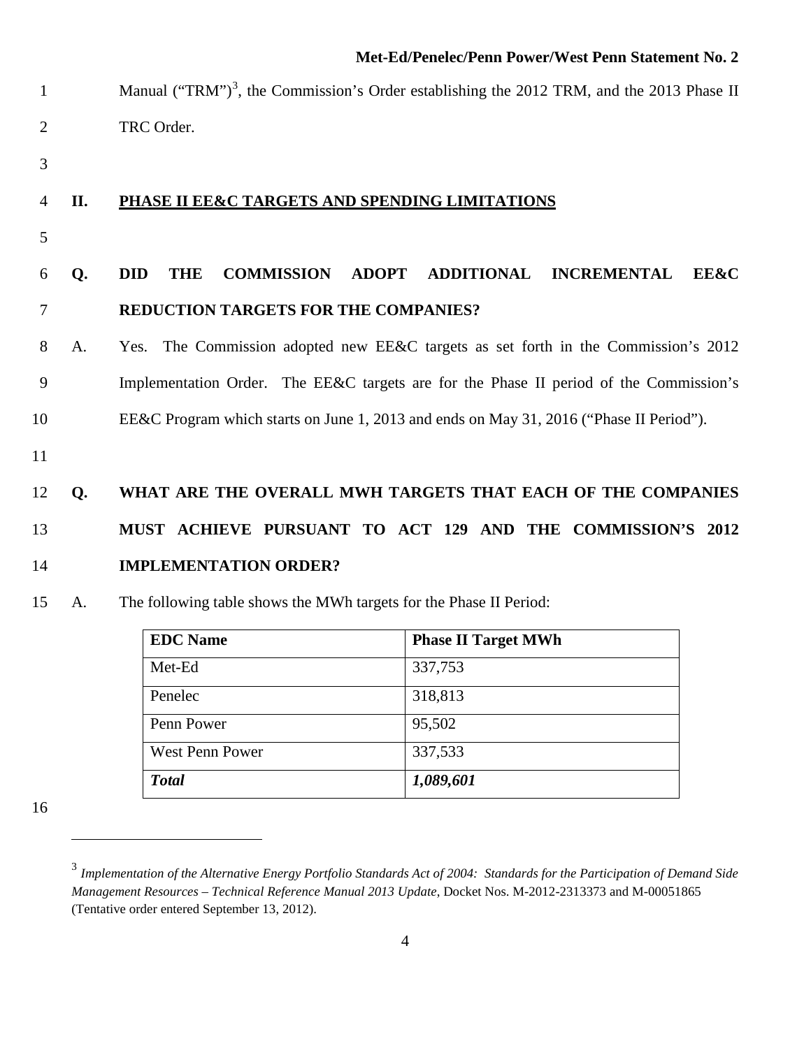Manual ("TRM")[3], the Commission's Order establishing the 2012 TRM, and the 2013 Phase II TRC Order.

## II. PHASE II EE&C TARGETS AND SPENDING LIMITATIONS

**Q. DID THE COMMISSION ADOPT ADDITIONAL INCREMENTAL EE&C REDUCTION TARGETS FOR THE COMPANIES?**

A. Yes. The Commission adopted new EE&C targets as set forth in the Commission's 2012 Implementation Order. The EE&C targets are for the Phase II period of the Commission's EE&C Program which starts on June 1, 2013 and ends on May 31, 2016 ("Phase II Period").

**Q. WHAT ARE THE OVERALL MWH TARGETS THAT EACH OF THE COMPANIES MUST ACHIEVE PURSUANT TO ACT 129 AND THE COMMISSION'S 2012 IMPLEMENTATION ORDER?**

A. The following table shows the MWh targets for the Phase II Period:

| EDC Name | Phase II Target MWh |
|---|---|
| Met-Ed | 337,753 |
| Penelec | 318,813 |
| Penn Power | 95,502 |
| West Penn Power | 337,533 |
| ***Total*** | ***1,089,601*** |

---

[3] *Implementation of the Alternative Energy Portfolio Standards Act of 2004: Standards for the Participation of Demand Side Management Resources – Technical Reference Manual 2013 Update*, Docket Nos. M-2012-2313373 and M-00051865 (Tentative order entered September 13, 2012).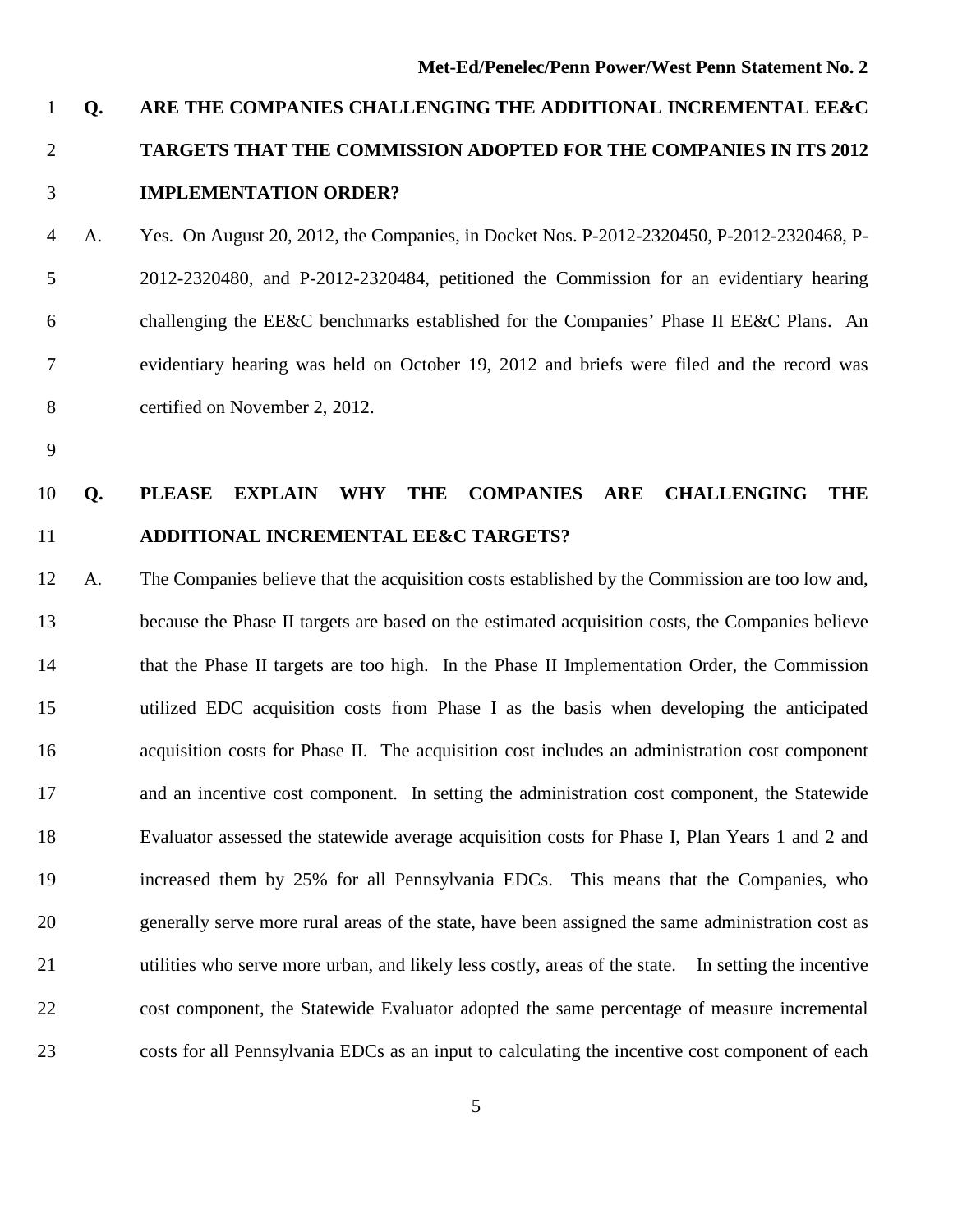**Q. ARE THE COMPANIES CHALLENGING THE ADDITIONAL INCREMENTAL EE&C TARGETS THAT THE COMMISSION ADOPTED FOR THE COMPANIES IN ITS 2012 IMPLEMENTATION ORDER?**

A. Yes. On August 20, 2012, the Companies, in Docket Nos. P-2012-2320450, P-2012-2320468, P-2012-2320480, and P-2012-2320484, petitioned the Commission for an evidentiary hearing challenging the EE&C benchmarks established for the Companies' Phase II EE&C Plans. An evidentiary hearing was held on October 19, 2012 and briefs were filed and the record was certified on November 2, 2012.

**Q. PLEASE EXPLAIN WHY THE COMPANIES ARE CHALLENGING THE ADDITIONAL INCREMENTAL EE&C TARGETS?**

A. The Companies believe that the acquisition costs established by the Commission are too low and, because the Phase II targets are based on the estimated acquisition costs, the Companies believe that the Phase II targets are too high. In the Phase II Implementation Order, the Commission utilized EDC acquisition costs from Phase I as the basis when developing the anticipated acquisition costs for Phase II. The acquisition cost includes an administration cost component and an incentive cost component. In setting the administration cost component, the Statewide Evaluator assessed the statewide average acquisition costs for Phase I, Plan Years 1 and 2 and increased them by 25% for all Pennsylvania EDCs. This means that the Companies, who generally serve more rural areas of the state, have been assigned the same administration cost as utilities who serve more urban, and likely less costly, areas of the state. In setting the incentive cost component, the Statewide Evaluator adopted the same percentage of measure incremental costs for all Pennsylvania EDCs as an input to calculating the incentive cost component of each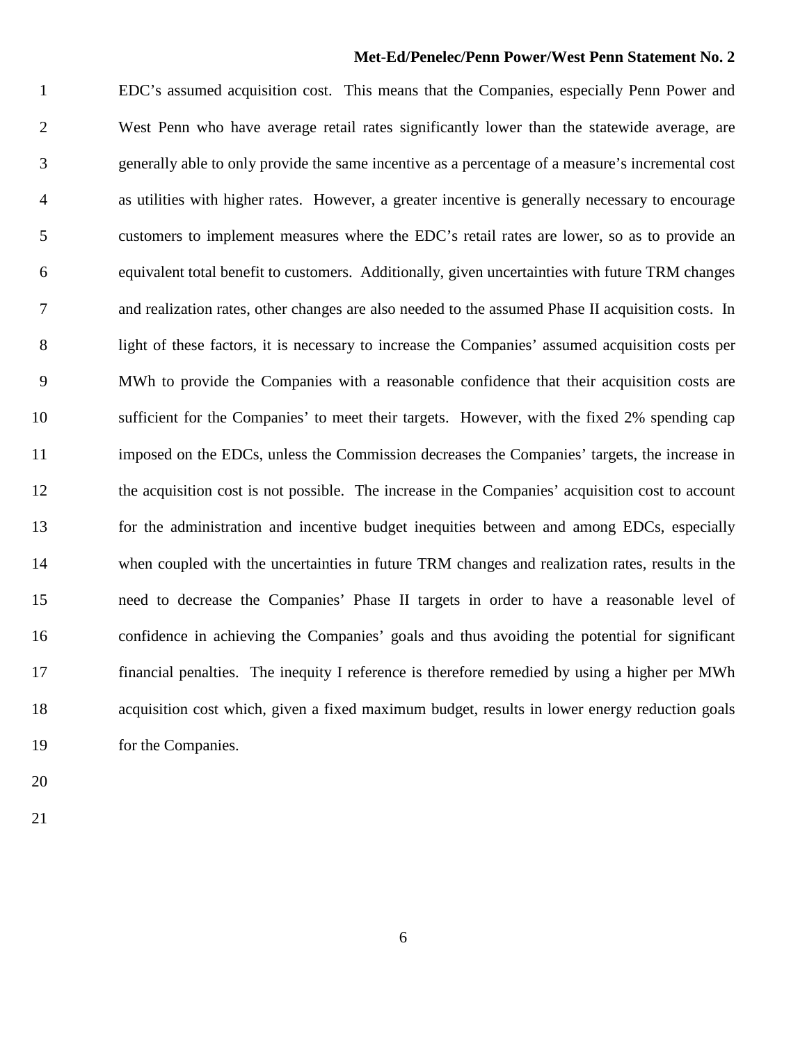EDC's assumed acquisition cost. This means that the Companies, especially Penn Power and West Penn who have average retail rates significantly lower than the statewide average, are generally able to only provide the same incentive as a percentage of a measure's incremental cost as utilities with higher rates. However, a greater incentive is generally necessary to encourage customers to implement measures where the EDC's retail rates are lower, so as to provide an equivalent total benefit to customers. Additionally, given uncertainties with future TRM changes and realization rates, other changes are also needed to the assumed Phase II acquisition costs. In light of these factors, it is necessary to increase the Companies' assumed acquisition costs per MWh to provide the Companies with a reasonable confidence that their acquisition costs are sufficient for the Companies' to meet their targets. However, with the fixed 2% spending cap imposed on the EDCs, unless the Commission decreases the Companies' targets, the increase in the acquisition cost is not possible. The increase in the Companies' acquisition cost to account for the administration and incentive budget inequities between and among EDCs, especially when coupled with the uncertainties in future TRM changes and realization rates, results in the need to decrease the Companies' Phase II targets in order to have a reasonable level of confidence in achieving the Companies' goals and thus avoiding the potential for significant financial penalties. The inequity I reference is therefore remedied by using a higher per MWh acquisition cost which, given a fixed maximum budget, results in lower energy reduction goals for the Companies.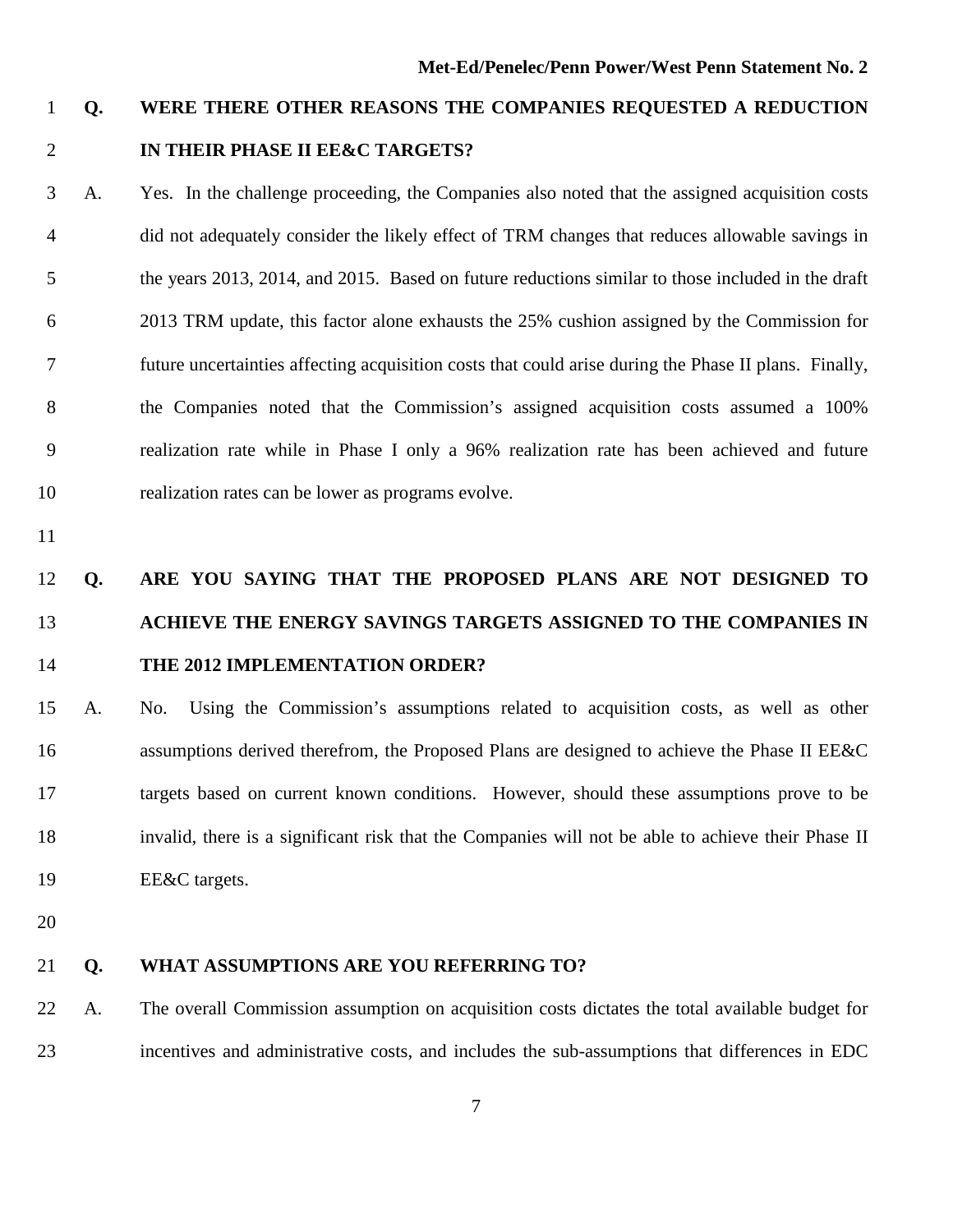**Q. WERE THERE OTHER REASONS THE COMPANIES REQUESTED A REDUCTION IN THEIR PHASE II EE&C TARGETS?**

A. Yes. In the challenge proceeding, the Companies also noted that the assigned acquisition costs did not adequately consider the likely effect of TRM changes that reduces allowable savings in the years 2013, 2014, and 2015. Based on future reductions similar to those included in the draft 2013 TRM update, this factor alone exhausts the 25% cushion assigned by the Commission for future uncertainties affecting acquisition costs that could arise during the Phase II plans. Finally, the Companies noted that the Commission's assigned acquisition costs assumed a 100% realization rate while in Phase I only a 96% realization rate has been achieved and future realization rates can be lower as programs evolve.

**Q. ARE YOU SAYING THAT THE PROPOSED PLANS ARE NOT DESIGNED TO ACHIEVE THE ENERGY SAVINGS TARGETS ASSIGNED TO THE COMPANIES IN THE 2012 IMPLEMENTATION ORDER?**

A. No. Using the Commission's assumptions related to acquisition costs, as well as other assumptions derived therefrom, the Proposed Plans are designed to achieve the Phase II EE&C targets based on current known conditions. However, should these assumptions prove to be invalid, there is a significant risk that the Companies will not be able to achieve their Phase II EE&C targets.

**Q. WHAT ASSUMPTIONS ARE YOU REFERRING TO?**

A. The overall Commission assumption on acquisition costs dictates the total available budget for incentives and administrative costs, and includes the sub-assumptions that differences in EDC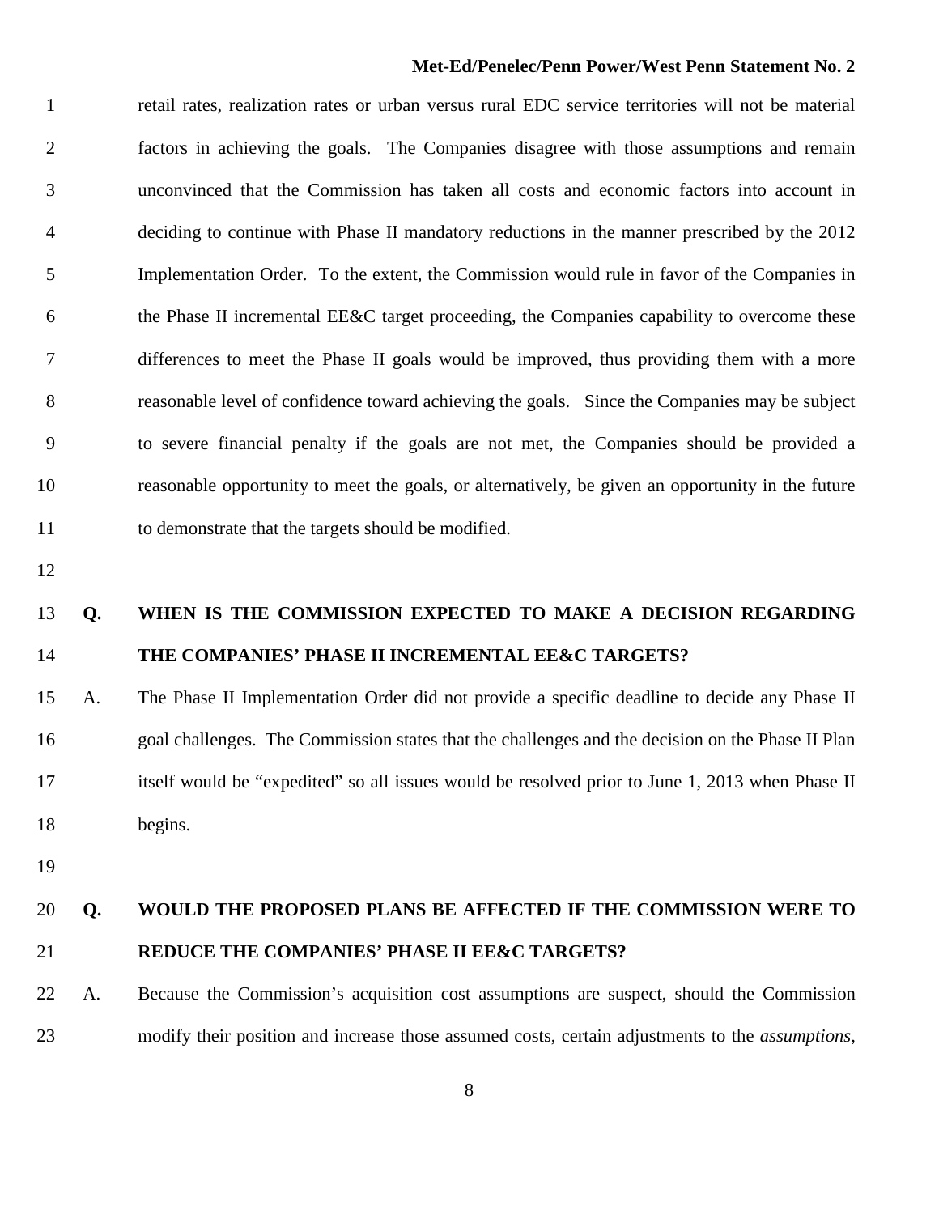retail rates, realization rates or urban versus rural EDC service territories will not be material factors in achieving the goals. The Companies disagree with those assumptions and remain unconvinced that the Commission has taken all costs and economic factors into account in deciding to continue with Phase II mandatory reductions in the manner prescribed by the 2012 Implementation Order. To the extent, the Commission would rule in favor of the Companies in the Phase II incremental EE&C target proceeding, the Companies capability to overcome these differences to meet the Phase II goals would be improved, thus providing them with a more reasonable level of confidence toward achieving the goals. Since the Companies may be subject to severe financial penalty if the goals are not met, the Companies should be provided a reasonable opportunity to meet the goals, or alternatively, be given an opportunity in the future to demonstrate that the targets should be modified.

**Q. WHEN IS THE COMMISSION EXPECTED TO MAKE A DECISION REGARDING THE COMPANIES' PHASE II INCREMENTAL EE&C TARGETS?**

A. The Phase II Implementation Order did not provide a specific deadline to decide any Phase II goal challenges. The Commission states that the challenges and the decision on the Phase II Plan itself would be "expedited" so all issues would be resolved prior to June 1, 2013 when Phase II begins.

**Q. WOULD THE PROPOSED PLANS BE AFFECTED IF THE COMMISSION WERE TO REDUCE THE COMPANIES' PHASE II EE&C TARGETS?**

A. Because the Commission's acquisition cost assumptions are suspect, should the Commission modify their position and increase those assumed costs, certain adjustments to the *assumptions*,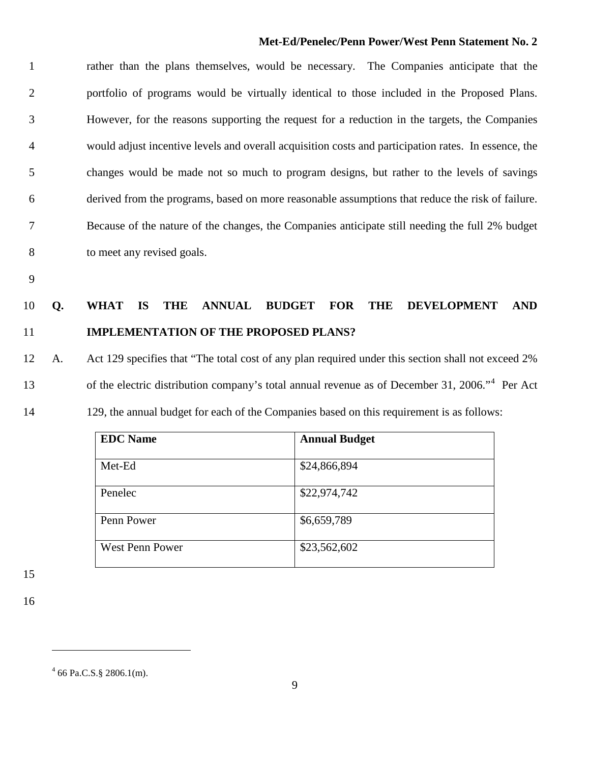rather than the plans themselves, would be necessary. The Companies anticipate that the portfolio of programs would be virtually identical to those included in the Proposed Plans. However, for the reasons supporting the request for a reduction in the targets, the Companies would adjust incentive levels and overall acquisition costs and participation rates. In essence, the changes would be made not so much to program designs, but rather to the levels of savings derived from the programs, based on more reasonable assumptions that reduce the risk of failure. Because of the nature of the changes, the Companies anticipate still needing the full 2% budget to meet any revised goals.

**Q. WHAT IS THE ANNUAL BUDGET FOR THE DEVELOPMENT AND IMPLEMENTATION OF THE PROPOSED PLANS?**

A. Act 129 specifies that "The total cost of any plan required under this section shall not exceed 2% of the electric distribution company's total annual revenue as of December 31, 2006."[4] Per Act 129, the annual budget for each of the Companies based on this requirement is as follows:

| EDC Name | Annual Budget |
|---|---|
| Met-Ed | $24,866,894 |
| Penelec | $22,974,742 |
| Penn Power | $6,659,789 |
| West Penn Power | $23,562,602 |

[4] 66 Pa.C.S.§ 2806.1(m).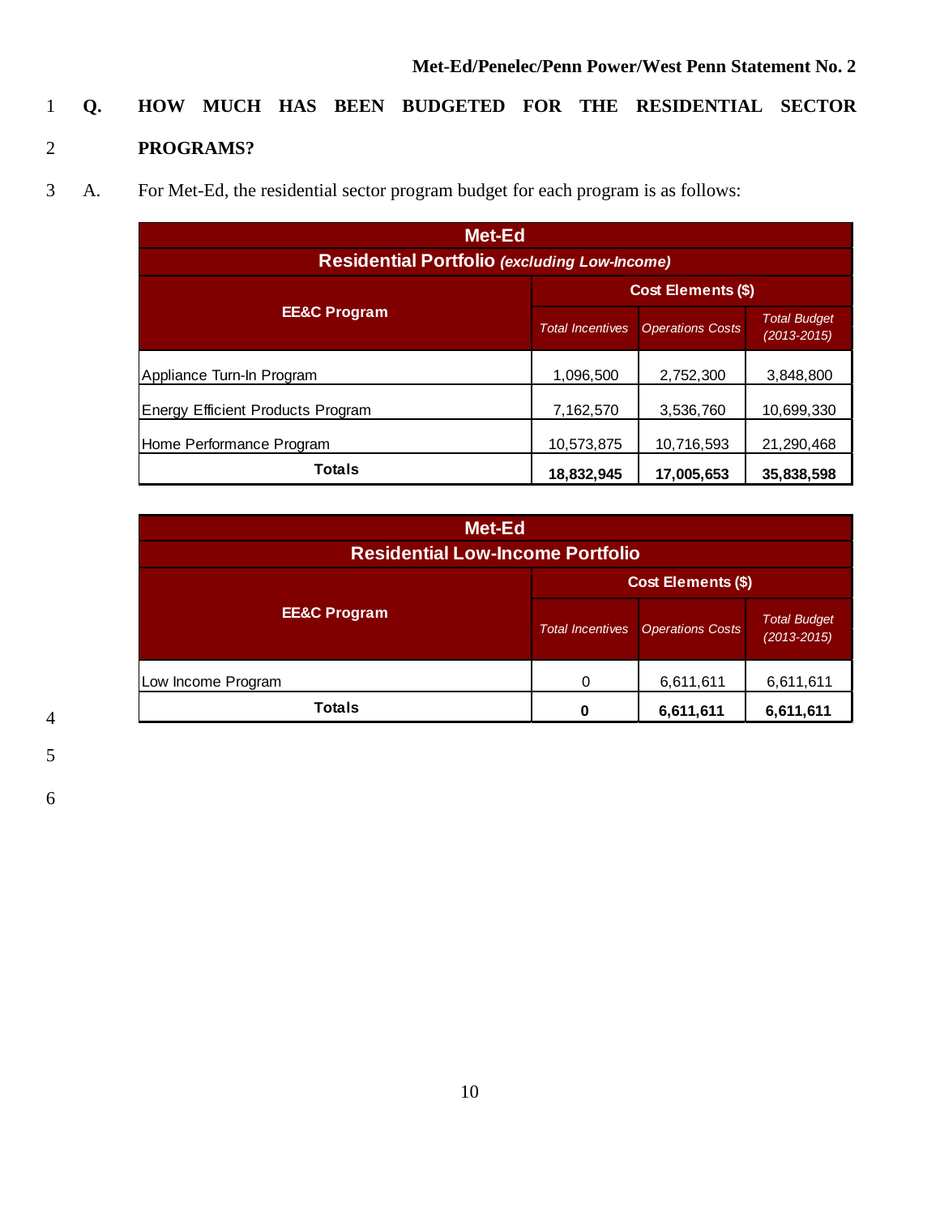**Q. HOW MUCH HAS BEEN BUDGETED FOR THE RESIDENTIAL SECTOR PROGRAMS?**

A. For Met-Ed, the residential sector program budget for each program is as follows:

| Met-Ed | | | |
|---|---|---|---|
| **Residential Portfolio** ***(excluding Low-Income)*** | | | |
| **EE&C Program** | **Cost Elements ($)** | | |
| | *Total Incentives* | *Operations Costs* | *Total Budget (2013-2015)* |
| Appliance Turn-In Program | 1,096,500 | 2,752,300 | 3,848,800 |
| Energy Efficient Products Program | 7,162,570 | 3,536,760 | 10,699,330 |
| Home Performance Program | 10,573,875 | 10,716,593 | 21,290,468 |
| **Totals** | **18,832,945** | **17,005,653** | **35,838,598** |

| Met-Ed | | | |
|---|---|---|---|
| **Residential Low-Income Portfolio** | | | |
| **EE&C Program** | **Cost Elements ($)** | | |
| | *Total Incentives* | *Operations Costs* | *Total Budget (2013-2015)* |
| Low Income Program | 0 | 6,611,611 | 6,611,611 |
| **Totals** | **0** | **6,611,611** | **6,611,611** |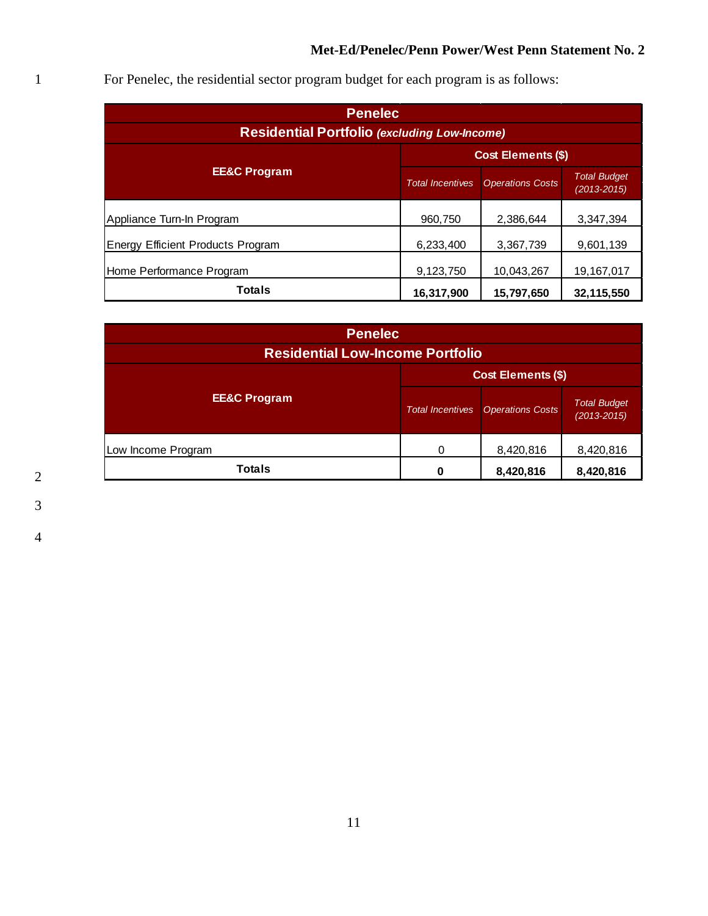For Penelec, the residential sector program budget for each program is as follows:

| Penelec | | | |
|---|---|---|---|
| **Residential Portfolio** ***(excluding Low-Income)*** | | | |
| **EE&C Program** | **Cost Elements ($)** | | |
| | *Total Incentives* | *Operations Costs* | *Total Budget (2013-2015)* |
| Appliance Turn-In Program | 960,750 | 2,386,644 | 3,347,394 |
| Energy Efficient Products Program | 6,233,400 | 3,367,739 | 9,601,139 |
| Home Performance Program | 9,123,750 | 10,043,267 | 19,167,017 |
| **Totals** | **16,317,900** | **15,797,650** | **32,115,550** |

| Penelec | | | |
|---|---|---|---|
| **Residential Low-Income Portfolio** | | | |
| **EE&C Program** | **Cost Elements ($)** | | |
| | *Total Incentives* | *Operations Costs* | *Total Budget (2013-2015)* |
| Low Income Program | 0 | 8,420,816 | 8,420,816 |
| **Totals** | **0** | **8,420,816** | **8,420,816** |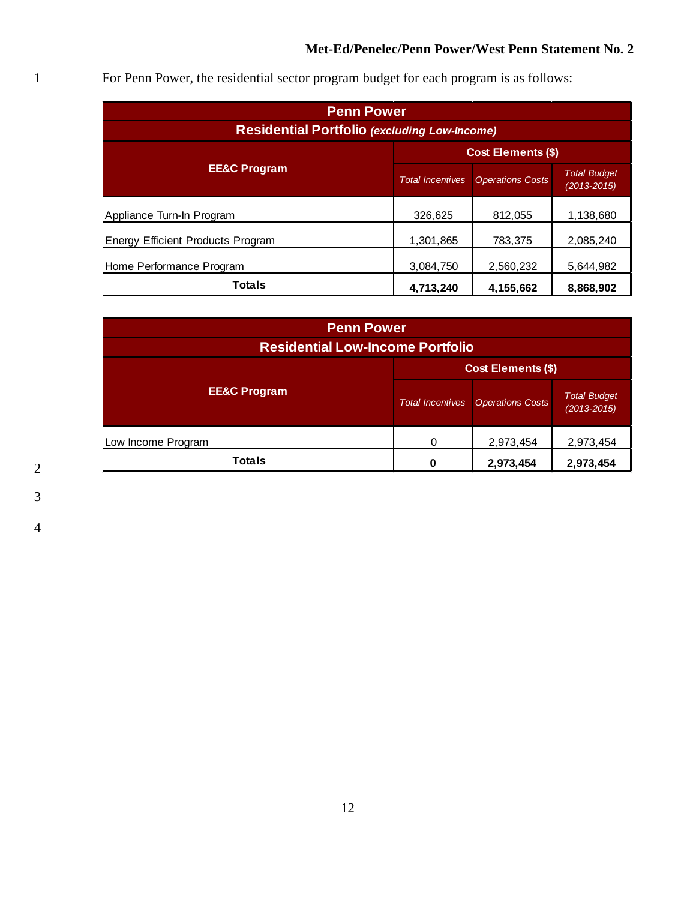For Penn Power, the residential sector program budget for each program is as follows:

| Penn Power | | | |
|---|---|---|---|
| **Residential Portfolio** ***(excluding Low-Income)*** | | | |
| **EE&C Program** | **Cost Elements ($)** | | |
| | *Total Incentives* | *Operations Costs* | *Total Budget (2013-2015)* |
| Appliance Turn-In Program | 326,625 | 812,055 | 1,138,680 |
| Energy Efficient Products Program | 1,301,865 | 783,375 | 2,085,240 |
| Home Performance Program | 3,084,750 | 2,560,232 | 5,644,982 |
| **Totals** | **4,713,240** | **4,155,662** | **8,868,902** |

| Penn Power | | | |
|---|---|---|---|
| **Residential Low-Income Portfolio** | | | |
| **EE&C Program** | **Cost Elements ($)** | | |
| | *Total Incentives* | *Operations Costs* | *Total Budget (2013-2015)* |
| Low Income Program | 0 | 2,973,454 | 2,973,454 |
| **Totals** | **0** | **2,973,454** | **2,973,454** |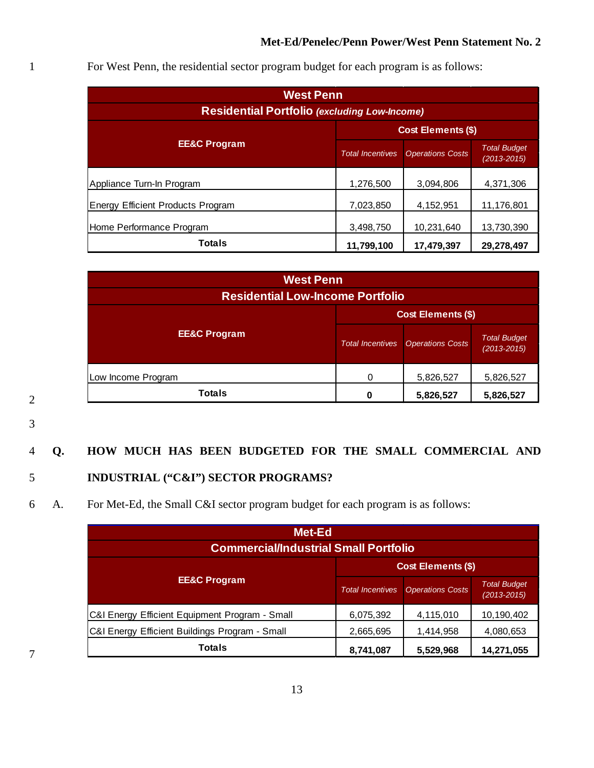For West Penn, the residential sector program budget for each program is as follows:

| West Penn<br>Residential Portfolio *(excluding Low-Income)* | | | |
|---|---|---|---|
| EE&C Program | Cost Elements ($) | | |
| | *Total Incentives* | *Operations Costs* | *Total Budget (2013-2015)* |
| Appliance Turn-In Program | 1,276,500 | 3,094,806 | 4,371,306 |
| Energy Efficient Products Program | 7,023,850 | 4,152,951 | 11,176,801 |
| Home Performance Program | 3,498,750 | 10,231,640 | 13,730,390 |
| **Totals** | **11,799,100** | **17,479,397** | **29,278,497** |

| West Penn<br>Residential Low-Income Portfolio | | | |
|---|---|---|---|
| EE&C Program | Cost Elements ($) | | |
| | *Total Incentives* | *Operations Costs* | *Total Budget (2013-2015)* |
| Low Income Program | 0 | 5,826,527 | 5,826,527 |
| **Totals** | **0** | **5,826,527** | **5,826,527** |

**Q. HOW MUCH HAS BEEN BUDGETED FOR THE SMALL COMMERCIAL AND INDUSTRIAL ("C&I") SECTOR PROGRAMS?**

A. For Met-Ed, the Small C&I sector program budget for each program is as follows:

| Met-Ed<br>Commercial/Industrial Small Portfolio | | | |
|---|---|---|---|
| EE&C Program | Cost Elements ($) | | |
| | *Total Incentives* | *Operations Costs* | *Total Budget (2013-2015)* |
| C&I Energy Efficient Equipment Program - Small | 6,075,392 | 4,115,010 | 10,190,402 |
| C&I Energy Efficient Buildings Program - Small | 2,665,695 | 1,414,958 | 4,080,653 |
| **Totals** | **8,741,087** | **5,529,968** | **14,271,055** |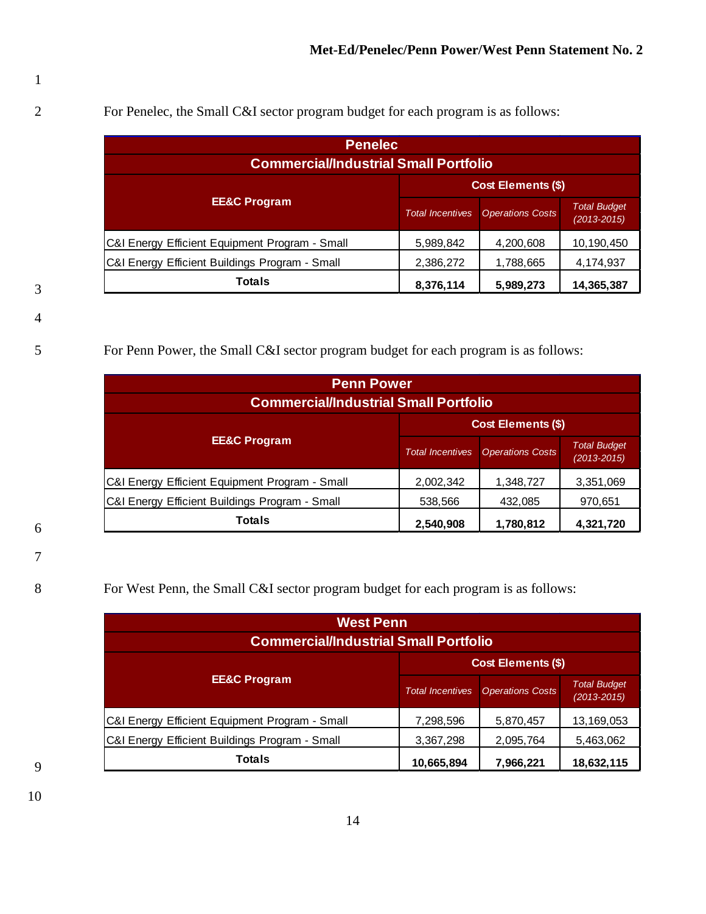For Penelec, the Small C&I sector program budget for each program is as follows:

| Penelec<br>Commercial/Industrial Small Portfolio | | | |
|---|---|---|---|
| **EE&C Program** | **Cost Elements ($)** | | |
| | *Total Incentives* | *Operations Costs* | *Total Budget (2013-2015)* |
| C&I Energy Efficient Equipment Program - Small | 5,989,842 | 4,200,608 | 10,190,450 |
| C&I Energy Efficient Buildings Program - Small | 2,386,272 | 1,788,665 | 4,174,937 |
| **Totals** | **8,376,114** | **5,989,273** | **14,365,387** |

For Penn Power, the Small C&I sector program budget for each program is as follows:

| Penn Power<br>Commercial/Industrial Small Portfolio | | | |
|---|---|---|---|
| **EE&C Program** | **Cost Elements ($)** | | |
| | *Total Incentives* | *Operations Costs* | *Total Budget (2013-2015)* |
| C&I Energy Efficient Equipment Program - Small | 2,002,342 | 1,348,727 | 3,351,069 |
| C&I Energy Efficient Buildings Program - Small | 538,566 | 432,085 | 970,651 |
| **Totals** | **2,540,908** | **1,780,812** | **4,321,720** |

For West Penn, the Small C&I sector program budget for each program is as follows:

| West Penn<br>Commercial/Industrial Small Portfolio | | | |
|---|---|---|---|
| **EE&C Program** | **Cost Elements ($)** | | |
| | *Total Incentives* | *Operations Costs* | *Total Budget (2013-2015)* |
| C&I Energy Efficient Equipment Program - Small | 7,298,596 | 5,870,457 | 13,169,053 |
| C&I Energy Efficient Buildings Program - Small | 3,367,298 | 2,095,764 | 5,463,062 |
| **Totals** | **10,665,894** | **7,966,221** | **18,632,115** |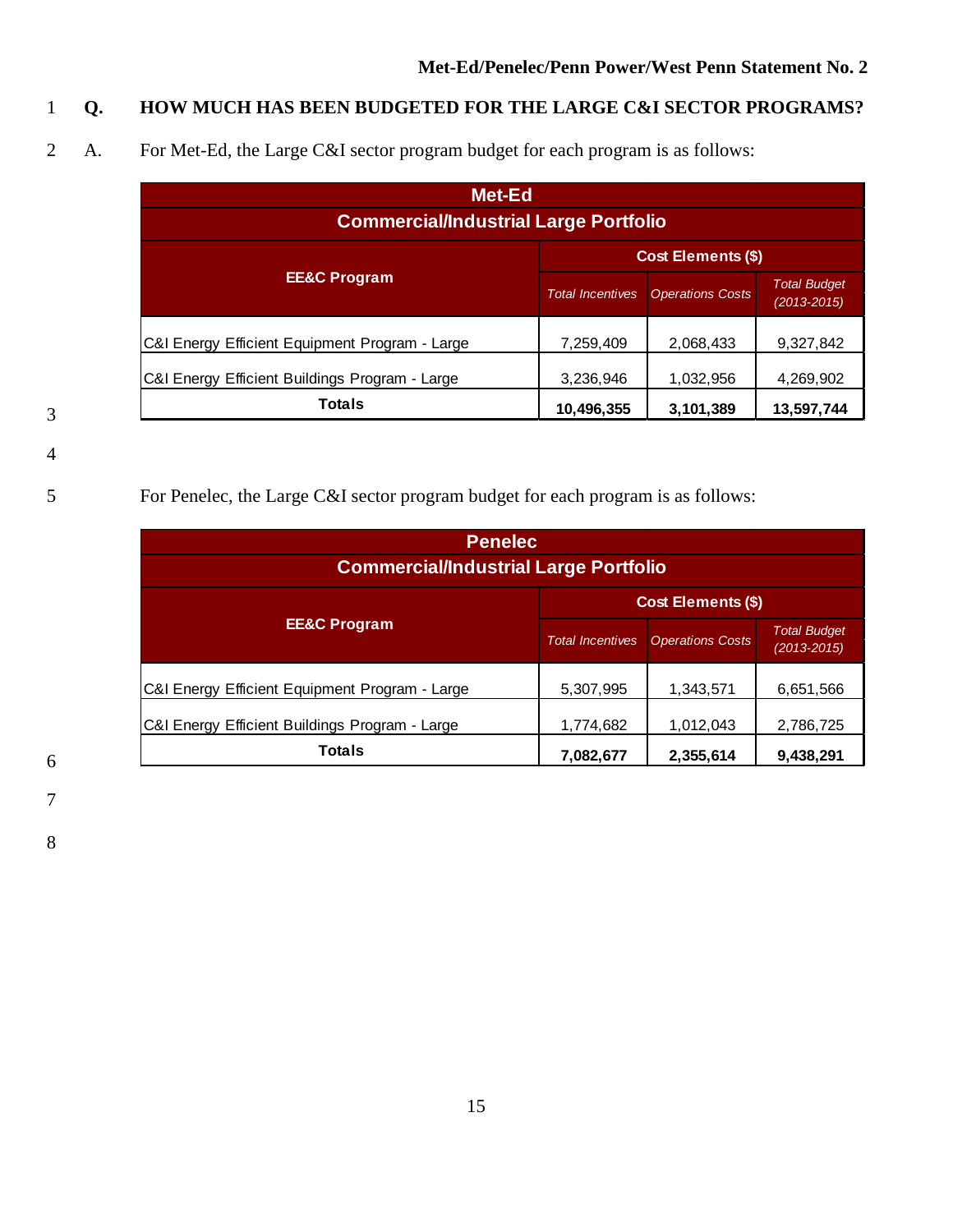**Q. HOW MUCH HAS BEEN BUDGETED FOR THE LARGE C&I SECTOR PROGRAMS?**

A. For Met-Ed, the Large C&I sector program budget for each program is as follows:

| Met-Ed<br>Commercial/Industrial Large Portfolio | | | |
|---|---|---|---|
| **EE&C Program** | **Cost Elements ($)** | | |
| | *Total Incentives* | *Operations Costs* | *Total Budget (2013-2015)* |
| C&I Energy Efficient Equipment Program - Large | 7,259,409 | 2,068,433 | 9,327,842 |
| C&I Energy Efficient Buildings Program - Large | 3,236,946 | 1,032,956 | 4,269,902 |
| **Totals** | **10,496,355** | **3,101,389** | **13,597,744** |

For Penelec, the Large C&I sector program budget for each program is as follows:

| Penelec<br>Commercial/Industrial Large Portfolio | | | |
|---|---|---|---|
| **EE&C Program** | **Cost Elements ($)** | | |
| | *Total Incentives* | *Operations Costs* | *Total Budget (2013-2015)* |
| C&I Energy Efficient Equipment Program - Large | 5,307,995 | 1,343,571 | 6,651,566 |
| C&I Energy Efficient Buildings Program - Large | 1,774,682 | 1,012,043 | 2,786,725 |
| **Totals** | **7,082,677** | **2,355,614** | **9,438,291** |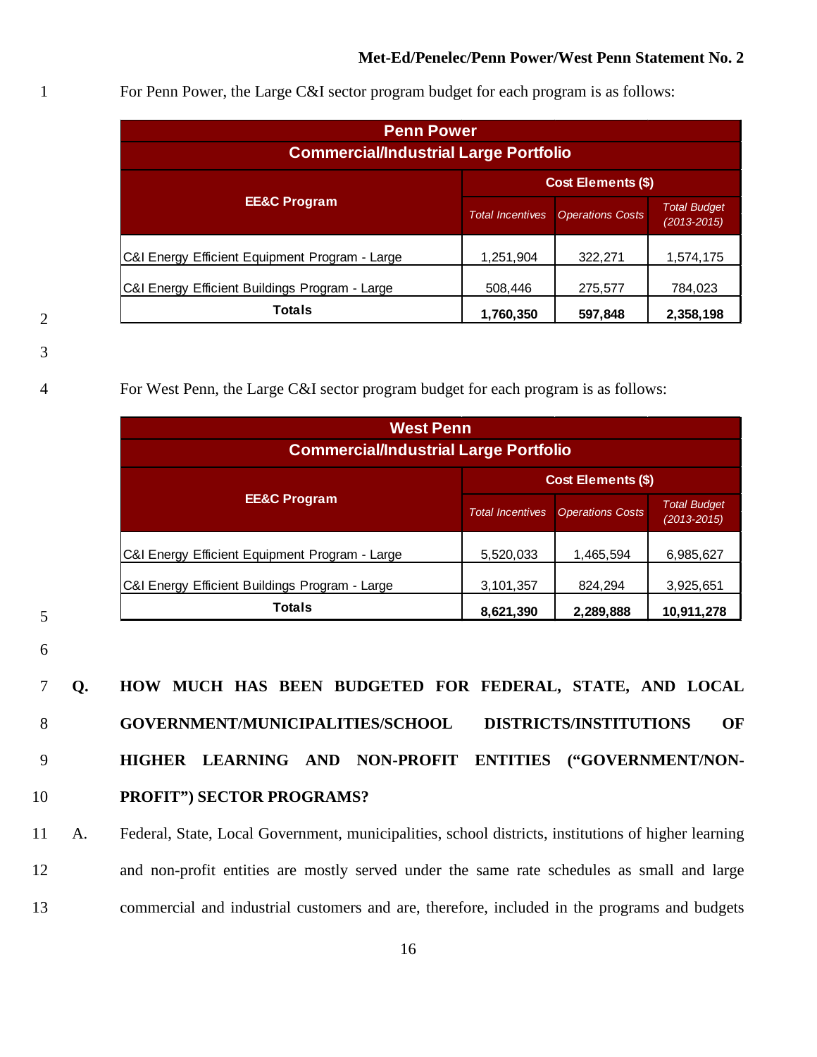For Penn Power, the Large C&I sector program budget for each program is as follows:

| Penn Power | | | |
|---|---|---|---|
| **Commercial/Industrial Large Portfolio** | | | |
| **EE&C Program** | **Cost Elements ($)** | | |
| | *Total Incentives* | *Operations Costs* | *Total Budget (2013-2015)* |
| C&I Energy Efficient Equipment Program - Large | 1,251,904 | 322,271 | 1,574,175 |
| C&I Energy Efficient Buildings Program - Large | 508,446 | 275,577 | 784,023 |
| **Totals** | **1,760,350** | **597,848** | **2,358,198** |

For West Penn, the Large C&I sector program budget for each program is as follows:

| West Penn | | | |
|---|---|---|---|
| **Commercial/Industrial Large Portfolio** | | | |
| **EE&C Program** | **Cost Elements ($)** | | |
| | *Total Incentives* | *Operations Costs* | *Total Budget (2013-2015)* |
| C&I Energy Efficient Equipment Program - Large | 5,520,033 | 1,465,594 | 6,985,627 |
| C&I Energy Efficient Buildings Program - Large | 3,101,357 | 824,294 | 3,925,651 |
| **Totals** | **8,621,390** | **2,289,888** | **10,911,278** |

**Q. HOW MUCH HAS BEEN BUDGETED FOR FEDERAL, STATE, AND LOCAL GOVERNMENT/MUNICIPALITIES/SCHOOL DISTRICTS/INSTITUTIONS OF HIGHER LEARNING AND NON-PROFIT ENTITIES ("GOVERNMENT/NON-PROFIT") SECTOR PROGRAMS?**

A. Federal, State, Local Government, municipalities, school districts, institutions of higher learning and non-profit entities are mostly served under the same rate schedules as small and large commercial and industrial customers and are, therefore, included in the programs and budgets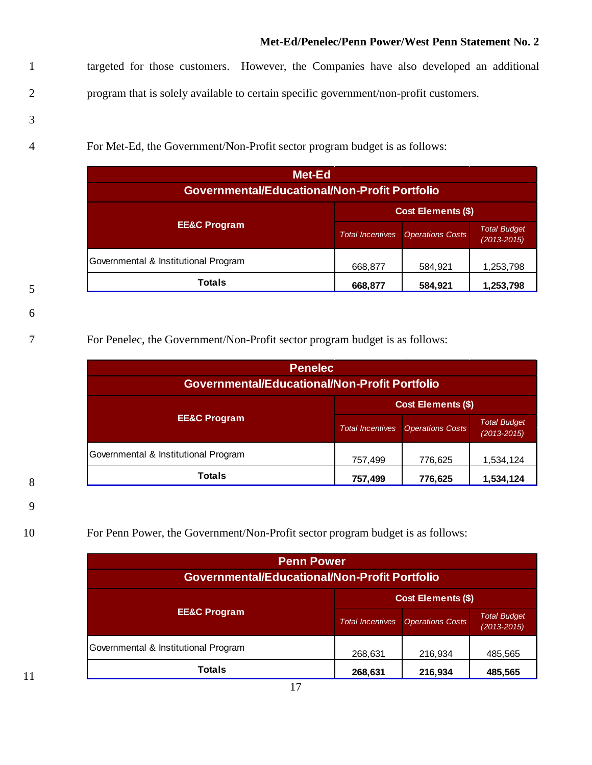targeted for those customers. However, the Companies have also developed an additional program that is solely available to certain specific government/non-profit customers.

For Met-Ed, the Government/Non-Profit sector program budget is as follows:

| Met-Ed Governmental/Educational/Non-Profit Portfolio | | | |
|---|---|---|---|
| EE&C Program | Cost Elements ($) | | |
| | *Total Incentives* | *Operations Costs* | *Total Budget (2013-2015)* |
| Governmental & Institutional Program | 668,877 | 584,921 | 1,253,798 |
| **Totals** | **668,877** | **584,921** | **1,253,798** |

For Penelec, the Government/Non-Profit sector program budget is as follows:

| Penelec Governmental/Educational/Non-Profit Portfolio | | | |
|---|---|---|---|
| EE&C Program | Cost Elements ($) | | |
| | *Total Incentives* | *Operations Costs* | *Total Budget (2013-2015)* |
| Governmental & Institutional Program | 757,499 | 776,625 | 1,534,124 |
| **Totals** | **757,499** | **776,625** | **1,534,124** |

For Penn Power, the Government/Non-Profit sector program budget is as follows:

| Penn Power Governmental/Educational/Non-Profit Portfolio | | | |
|---|---|---|---|
| EE&C Program | Cost Elements ($) | | |
| | *Total Incentives* | *Operations Costs* | *Total Budget (2013-2015)* |
| Governmental & Institutional Program | 268,631 | 216,934 | 485,565 |
| **Totals** | **268,631** | **216,934** | **485,565** |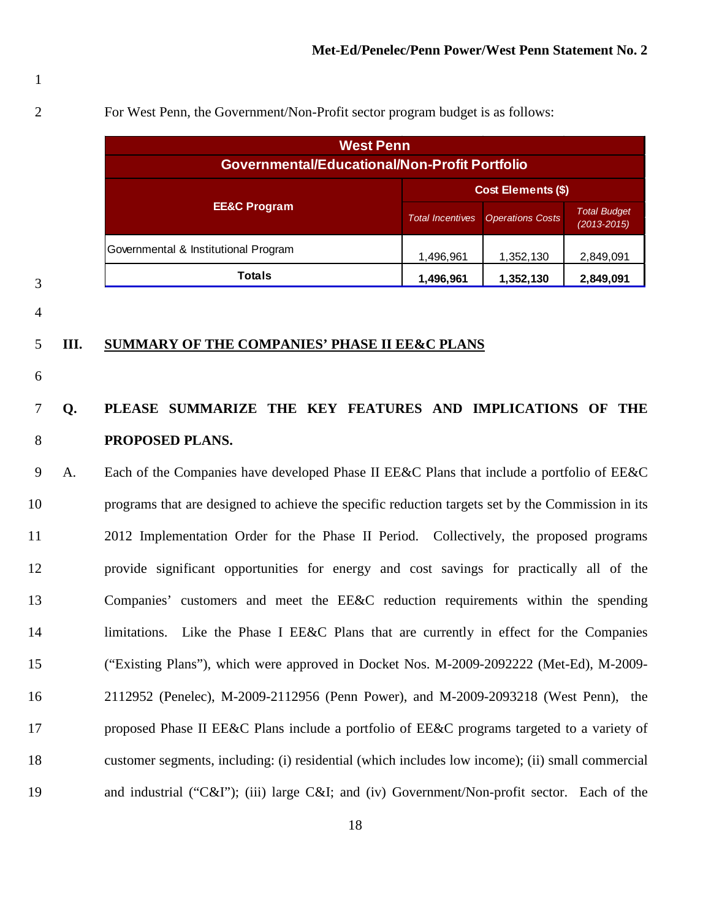For West Penn, the Government/Non-Profit sector program budget is as follows:

| West Penn Governmental/Educational/Non-Profit Portfolio | | | |
|---|---|---|---|
| EE&C Program | Cost Elements ($) | | |
| | *Total Incentives* | *Operations Costs* | *Total Budget (2013-2015)* |
| Governmental & Institutional Program | 1,496,961 | 1,352,130 | 2,849,091 |
| **Totals** | **1,496,961** | **1,352,130** | **2,849,091** |

## III. SUMMARY OF THE COMPANIES' PHASE II EE&C PLANS

**Q. PLEASE SUMMARIZE THE KEY FEATURES AND IMPLICATIONS OF THE PROPOSED PLANS.**

A. Each of the Companies have developed Phase II EE&C Plans that include a portfolio of EE&C programs that are designed to achieve the specific reduction targets set by the Commission in its 2012 Implementation Order for the Phase II Period. Collectively, the proposed programs provide significant opportunities for energy and cost savings for practically all of the Companies' customers and meet the EE&C reduction requirements within the spending limitations. Like the Phase I EE&C Plans that are currently in effect for the Companies ("Existing Plans"), which were approved in Docket Nos. M-2009-2092222 (Met-Ed), M-2009-2112952 (Penelec), M-2009-2112956 (Penn Power), and M-2009-2093218 (West Penn), the proposed Phase II EE&C Plans include a portfolio of EE&C programs targeted to a variety of customer segments, including: (i) residential (which includes low income); (ii) small commercial and industrial ("C&I"); (iii) large C&I; and (iv) Government/Non-profit sector. Each of the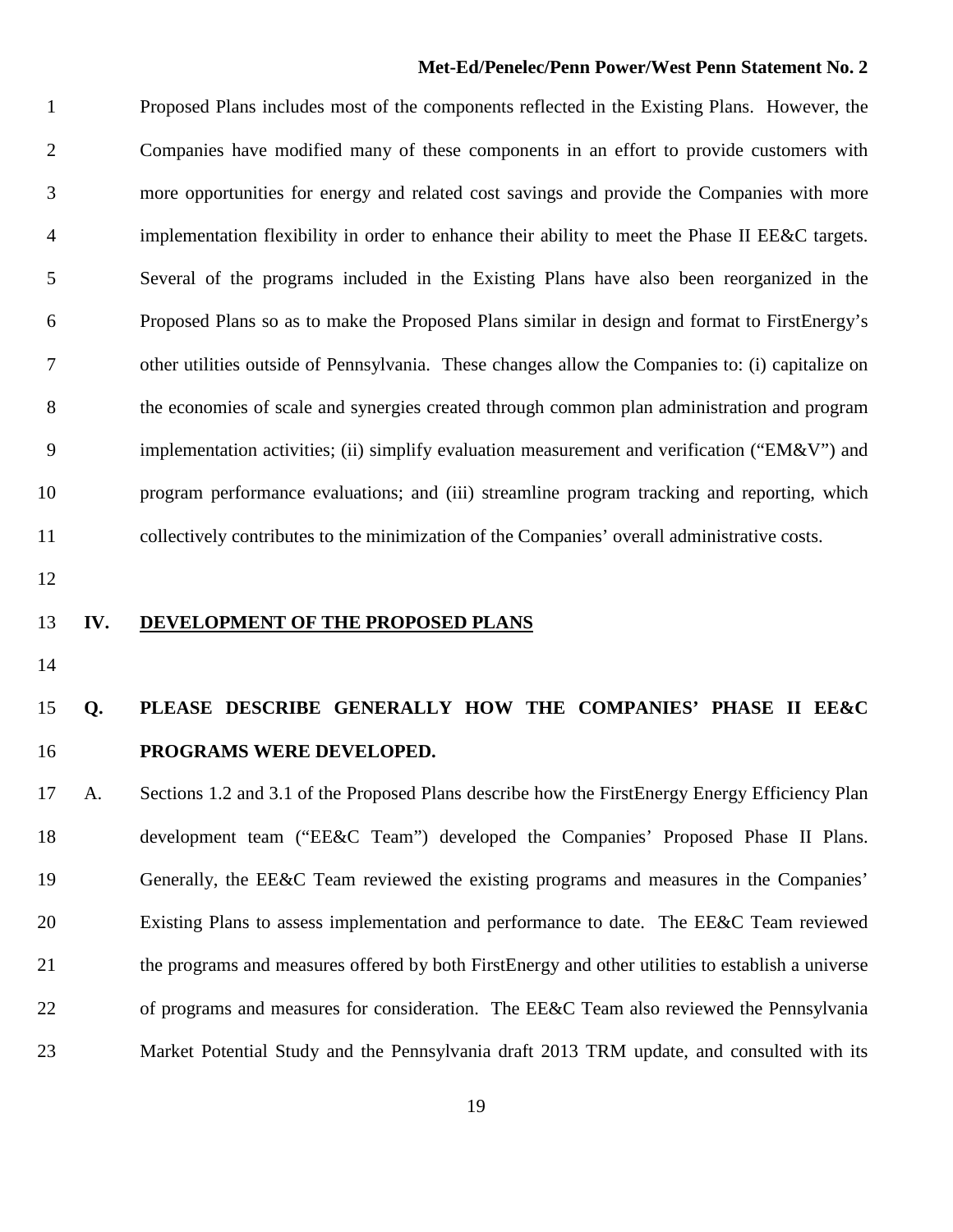Proposed Plans includes most of the components reflected in the Existing Plans. However, the Companies have modified many of these components in an effort to provide customers with more opportunities for energy and related cost savings and provide the Companies with more implementation flexibility in order to enhance their ability to meet the Phase II EE&C targets. Several of the programs included in the Existing Plans have also been reorganized in the Proposed Plans so as to make the Proposed Plans similar in design and format to FirstEnergy's other utilities outside of Pennsylvania. These changes allow the Companies to: (i) capitalize on the economies of scale and synergies created through common plan administration and program implementation activities; (ii) simplify evaluation measurement and verification ("EM&V") and program performance evaluations; and (iii) streamline program tracking and reporting, which collectively contributes to the minimization of the Companies' overall administrative costs.

## IV. DEVELOPMENT OF THE PROPOSED PLANS

**Q. PLEASE DESCRIBE GENERALLY HOW THE COMPANIES' PHASE II EE&C PROGRAMS WERE DEVELOPED.**

A. Sections 1.2 and 3.1 of the Proposed Plans describe how the FirstEnergy Energy Efficiency Plan development team ("EE&C Team") developed the Companies' Proposed Phase II Plans. Generally, the EE&C Team reviewed the existing programs and measures in the Companies' Existing Plans to assess implementation and performance to date. The EE&C Team reviewed the programs and measures offered by both FirstEnergy and other utilities to establish a universe of programs and measures for consideration. The EE&C Team also reviewed the Pennsylvania Market Potential Study and the Pennsylvania draft 2013 TRM update, and consulted with its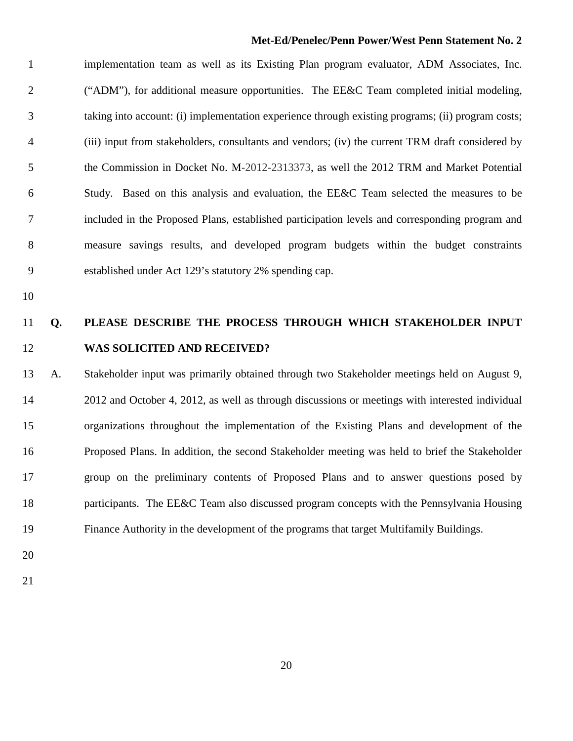implementation team as well as its Existing Plan program evaluator, ADM Associates, Inc. ("ADM"), for additional measure opportunities. The EE&C Team completed initial modeling, taking into account: (i) implementation experience through existing programs; (ii) program costs; (iii) input from stakeholders, consultants and vendors; (iv) the current TRM draft considered by the Commission in Docket No. M-2012-2313373, as well the 2012 TRM and Market Potential Study. Based on this analysis and evaluation, the EE&C Team selected the measures to be included in the Proposed Plans, established participation levels and corresponding program and measure savings results, and developed program budgets within the budget constraints established under Act 129's statutory 2% spending cap.

**Q. PLEASE DESCRIBE THE PROCESS THROUGH WHICH STAKEHOLDER INPUT WAS SOLICITED AND RECEIVED?**

A. Stakeholder input was primarily obtained through two Stakeholder meetings held on August 9, 2012 and October 4, 2012, as well as through discussions or meetings with interested individual organizations throughout the implementation of the Existing Plans and development of the Proposed Plans. In addition, the second Stakeholder meeting was held to brief the Stakeholder group on the preliminary contents of Proposed Plans and to answer questions posed by participants. The EE&C Team also discussed program concepts with the Pennsylvania Housing Finance Authority in the development of the programs that target Multifamily Buildings.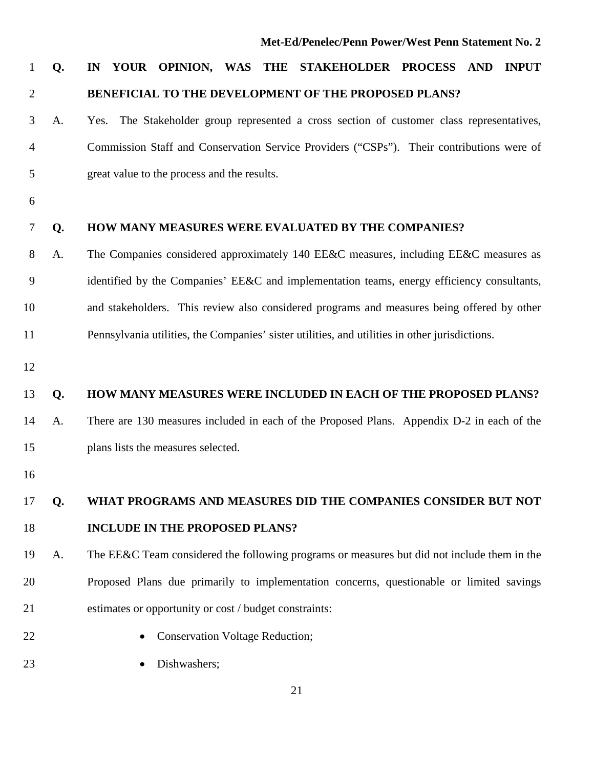**Q. IN YOUR OPINION, WAS THE STAKEHOLDER PROCESS AND INPUT BENEFICIAL TO THE DEVELOPMENT OF THE PROPOSED PLANS?**

A. Yes. The Stakeholder group represented a cross section of customer class representatives, Commission Staff and Conservation Service Providers ("CSPs"). Their contributions were of great value to the process and the results.

**Q. HOW MANY MEASURES WERE EVALUATED BY THE COMPANIES?**

A. The Companies considered approximately 140 EE&C measures, including EE&C measures as identified by the Companies' EE&C and implementation teams, energy efficiency consultants, and stakeholders. This review also considered programs and measures being offered by other Pennsylvania utilities, the Companies' sister utilities, and utilities in other jurisdictions.

**Q. HOW MANY MEASURES WERE INCLUDED IN EACH OF THE PROPOSED PLANS?**

A. There are 130 measures included in each of the Proposed Plans. Appendix D-2 in each of the plans lists the measures selected.

**Q. WHAT PROGRAMS AND MEASURES DID THE COMPANIES CONSIDER BUT NOT INCLUDE IN THE PROPOSED PLANS?**

A. The EE&C Team considered the following programs or measures but did not include them in the Proposed Plans due primarily to implementation concerns, questionable or limited savings estimates or opportunity or cost / budget constraints:

- Conservation Voltage Reduction;
- Dishwashers;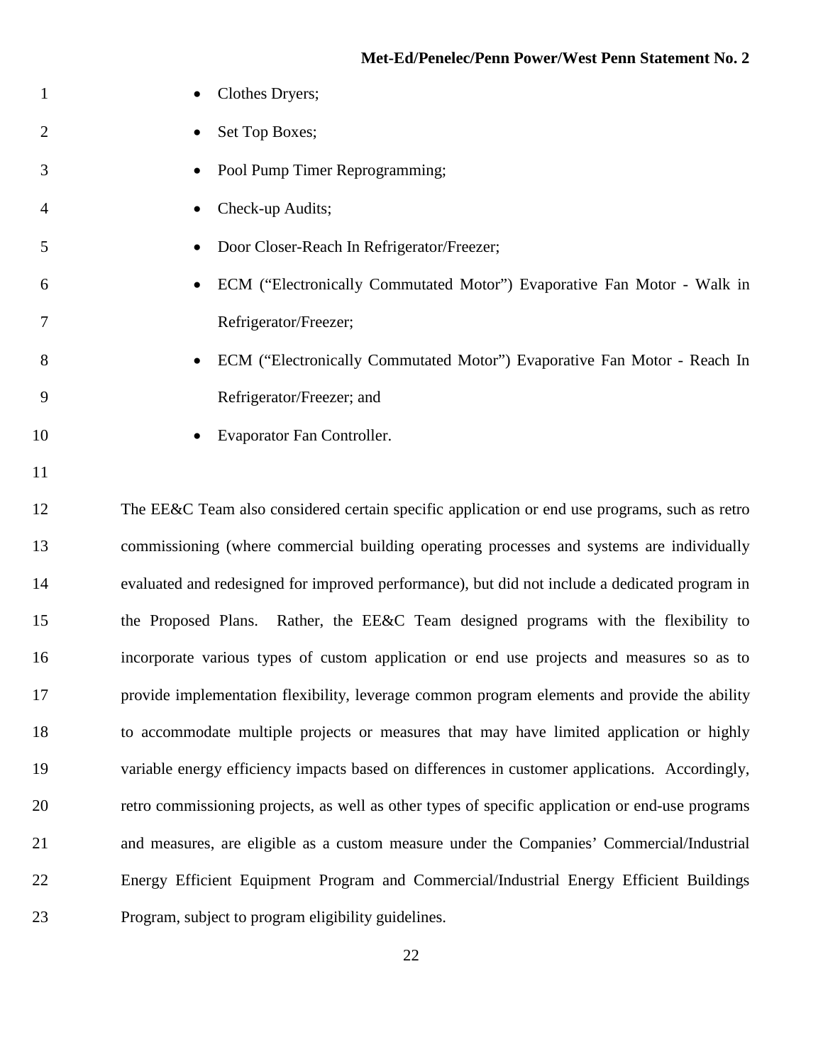- Clothes Dryers;
- Set Top Boxes;
- Pool Pump Timer Reprogramming;
- Check-up Audits;
- Door Closer-Reach In Refrigerator/Freezer;
- ECM ("Electronically Commutated Motor") Evaporative Fan Motor - Walk in Refrigerator/Freezer;
- ECM ("Electronically Commutated Motor") Evaporative Fan Motor - Reach In Refrigerator/Freezer; and
- Evaporator Fan Controller.

The EE&C Team also considered certain specific application or end use programs, such as retro commissioning (where commercial building operating processes and systems are individually evaluated and redesigned for improved performance), but did not include a dedicated program in the Proposed Plans. Rather, the EE&C Team designed programs with the flexibility to incorporate various types of custom application or end use projects and measures so as to provide implementation flexibility, leverage common program elements and provide the ability to accommodate multiple projects or measures that may have limited application or highly variable energy efficiency impacts based on differences in customer applications. Accordingly, retro commissioning projects, as well as other types of specific application or end-use programs and measures, are eligible as a custom measure under the Companies' Commercial/Industrial Energy Efficient Equipment Program and Commercial/Industrial Energy Efficient Buildings Program, subject to program eligibility guidelines.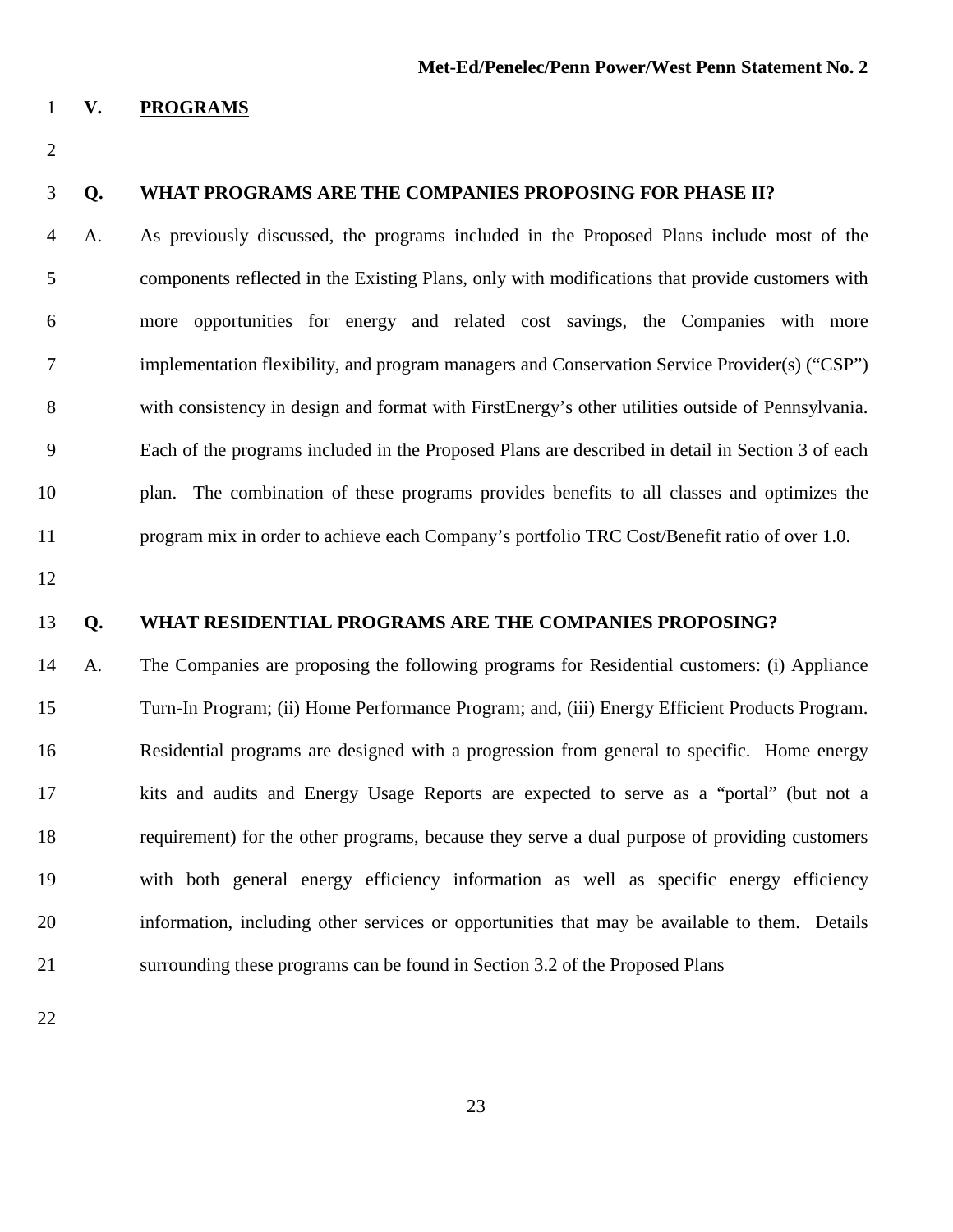## V. PROGRAMS

**Q. WHAT PROGRAMS ARE THE COMPANIES PROPOSING FOR PHASE II?**

A. As previously discussed, the programs included in the Proposed Plans include most of the components reflected in the Existing Plans, only with modifications that provide customers with more opportunities for energy and related cost savings, the Companies with more implementation flexibility, and program managers and Conservation Service Provider(s) ("CSP") with consistency in design and format with FirstEnergy's other utilities outside of Pennsylvania. Each of the programs included in the Proposed Plans are described in detail in Section 3 of each plan. The combination of these programs provides benefits to all classes and optimizes the program mix in order to achieve each Company's portfolio TRC Cost/Benefit ratio of over 1.0.

**Q. WHAT RESIDENTIAL PROGRAMS ARE THE COMPANIES PROPOSING?**

A. The Companies are proposing the following programs for Residential customers: (i) Appliance Turn-In Program; (ii) Home Performance Program; and, (iii) Energy Efficient Products Program. Residential programs are designed with a progression from general to specific. Home energy kits and audits and Energy Usage Reports are expected to serve as a "portal" (but not a requirement) for the other programs, because they serve a dual purpose of providing customers with both general energy efficiency information as well as specific energy efficiency information, including other services or opportunities that may be available to them. Details surrounding these programs can be found in Section 3.2 of the Proposed Plans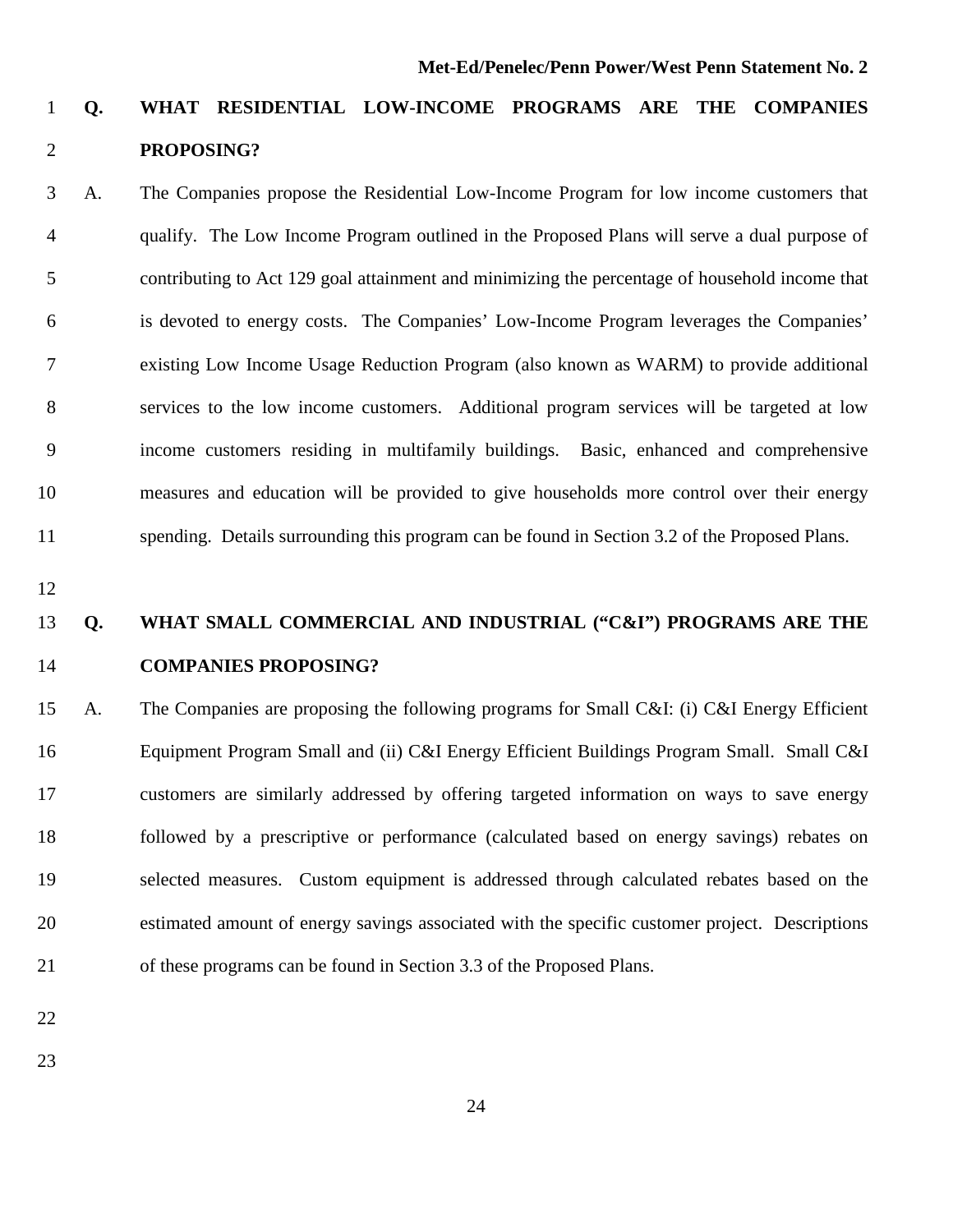**Q. WHAT RESIDENTIAL LOW-INCOME PROGRAMS ARE THE COMPANIES PROPOSING?**

A. The Companies propose the Residential Low-Income Program for low income customers that qualify. The Low Income Program outlined in the Proposed Plans will serve a dual purpose of contributing to Act 129 goal attainment and minimizing the percentage of household income that is devoted to energy costs. The Companies' Low-Income Program leverages the Companies' existing Low Income Usage Reduction Program (also known as WARM) to provide additional services to the low income customers. Additional program services will be targeted at low income customers residing in multifamily buildings. Basic, enhanced and comprehensive measures and education will be provided to give households more control over their energy spending. Details surrounding this program can be found in Section 3.2 of the Proposed Plans.

**Q. WHAT SMALL COMMERCIAL AND INDUSTRIAL ("C&I") PROGRAMS ARE THE COMPANIES PROPOSING?**

A. The Companies are proposing the following programs for Small C&I: (i) C&I Energy Efficient Equipment Program Small and (ii) C&I Energy Efficient Buildings Program Small. Small C&I customers are similarly addressed by offering targeted information on ways to save energy followed by a prescriptive or performance (calculated based on energy savings) rebates on selected measures. Custom equipment is addressed through calculated rebates based on the estimated amount of energy savings associated with the specific customer project. Descriptions of these programs can be found in Section 3.3 of the Proposed Plans.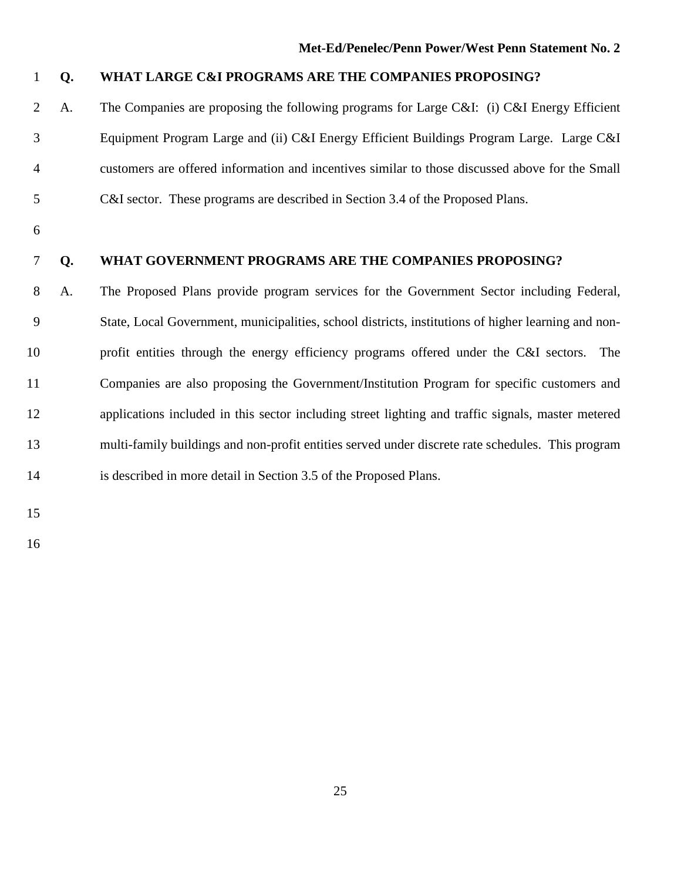**Q. WHAT LARGE C&I PROGRAMS ARE THE COMPANIES PROPOSING?**

A. The Companies are proposing the following programs for Large C&I: (i) C&I Energy Efficient Equipment Program Large and (ii) C&I Energy Efficient Buildings Program Large. Large C&I customers are offered information and incentives similar to those discussed above for the Small C&I sector. These programs are described in Section 3.4 of the Proposed Plans.

**Q. WHAT GOVERNMENT PROGRAMS ARE THE COMPANIES PROPOSING?**

A. The Proposed Plans provide program services for the Government Sector including Federal, State, Local Government, municipalities, school districts, institutions of higher learning and non-profit entities through the energy efficiency programs offered under the C&I sectors. The Companies are also proposing the Government/Institution Program for specific customers and applications included in this sector including street lighting and traffic signals, master metered multi-family buildings and non-profit entities served under discrete rate schedules. This program is described in more detail in Section 3.5 of the Proposed Plans.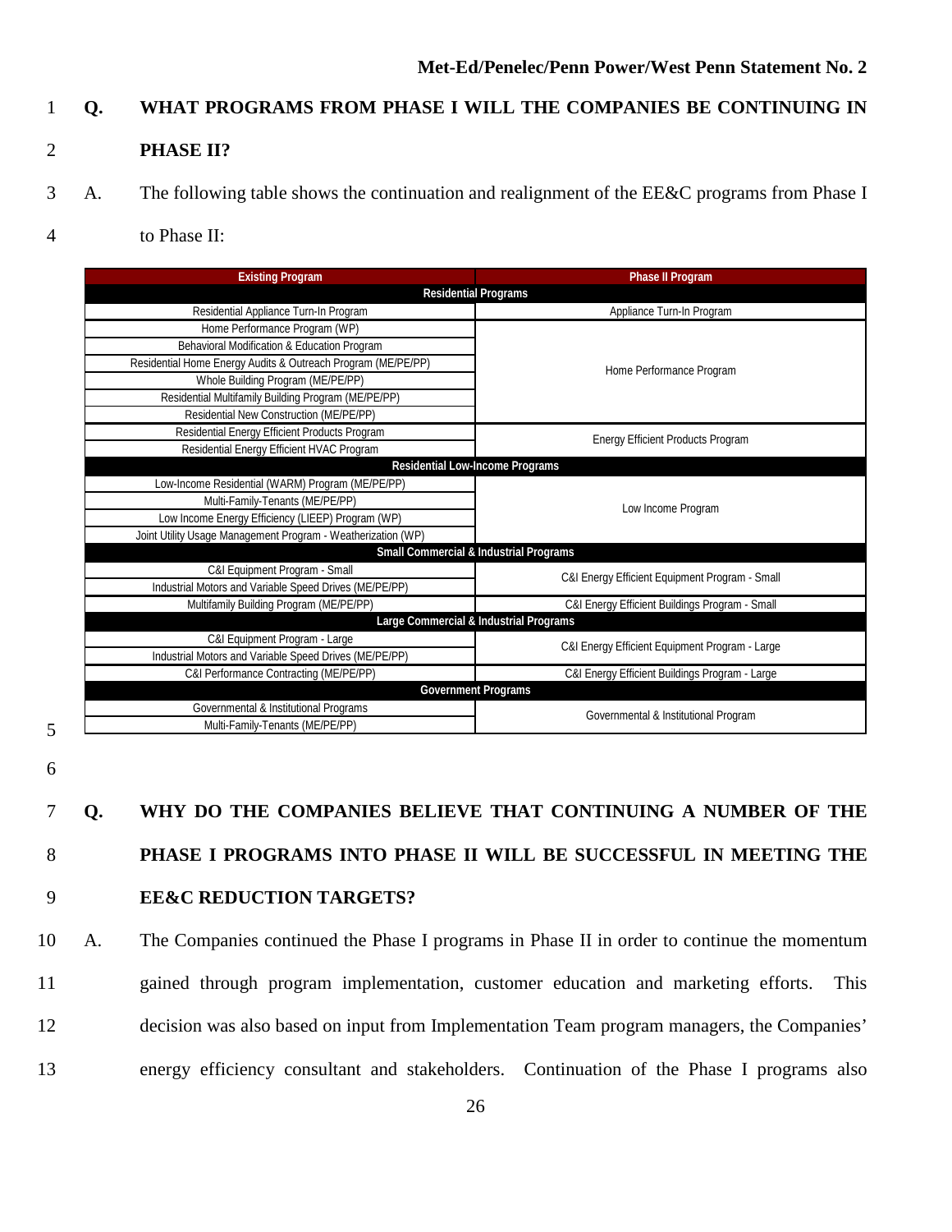**Q. WHAT PROGRAMS FROM PHASE I WILL THE COMPANIES BE CONTINUING IN PHASE II?**

A. The following table shows the continuation and realignment of the EE&C programs from Phase I to Phase II:

| Existing Program | Phase II Program |
|---|---|
| **Residential Programs** | |
| Residential Appliance Turn-In Program | Appliance Turn-In Program |
| Home Performance Program (WP) | Home Performance Program |
| Behavioral Modification & Education Program | |
| Residential Home Energy Audits & Outreach Program (ME/PE/PP) | |
| Whole Building Program (ME/PE/PP) | |
| Residential Multifamily Building Program (ME/PE/PP) | |
| Residential New Construction (ME/PE/PP) | |
| Residential Energy Efficient Products Program | Energy Efficient Products Program |
| Residential Energy Efficient HVAC Program | |
| **Residential Low-Income Programs** | |
| Low-Income Residential (WARM) Program (ME/PE/PP) | Low Income Program |
| Multi-Family-Tenants (ME/PE/PP) | |
| Low Income Energy Efficiency (LIEEP) Program (WP) | |
| Joint Utility Usage Management Program - Weatherization (WP) | |
| **Small Commercial & Industrial Programs** | |
| C&I Equipment Program - Small | C&I Energy Efficient Equipment Program - Small |
| Industrial Motors and Variable Speed Drives (ME/PE/PP) | |
| Multifamily Building Program (ME/PE/PP) | C&I Energy Efficient Buildings Program - Small |
| **Large Commercial & Industrial Programs** | |
| C&I Equipment Program - Large | C&I Energy Efficient Equipment Program - Large |
| Industrial Motors and Variable Speed Drives (ME/PE/PP) | |
| C&I Performance Contracting (ME/PE/PP) | C&I Energy Efficient Buildings Program - Large |
| **Government Programs** | |
| Governmental & Institutional Programs | Governmental & Institutional Program |
| Multi-Family-Tenants (ME/PE/PP) | |

**Q. WHY DO THE COMPANIES BELIEVE THAT CONTINUING A NUMBER OF THE PHASE I PROGRAMS INTO PHASE II WILL BE SUCCESSFUL IN MEETING THE EE&C REDUCTION TARGETS?**

A. The Companies continued the Phase I programs in Phase II in order to continue the momentum gained through program implementation, customer education and marketing efforts. This decision was also based on input from Implementation Team program managers, the Companies' energy efficiency consultant and stakeholders. Continuation of the Phase I programs also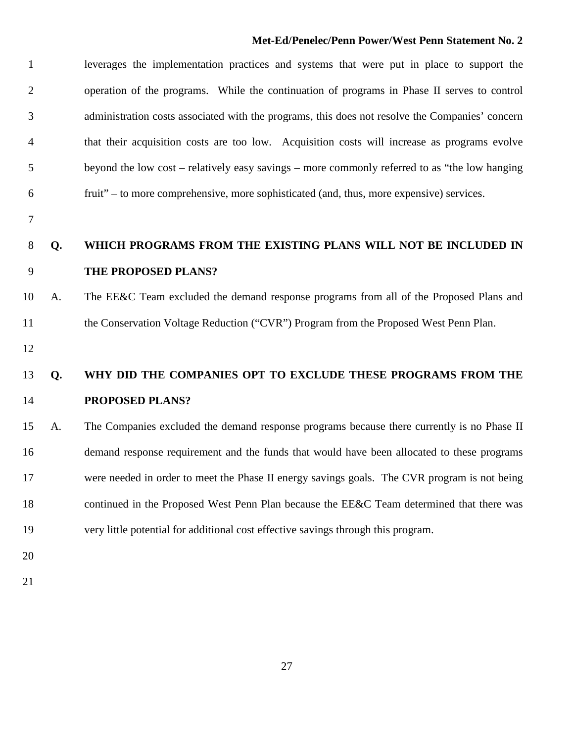leverages the implementation practices and systems that were put in place to support the operation of the programs. While the continuation of programs in Phase II serves to control administration costs associated with the programs, this does not resolve the Companies' concern that their acquisition costs are too low. Acquisition costs will increase as programs evolve beyond the low cost – relatively easy savings – more commonly referred to as "the low hanging fruit" – to more comprehensive, more sophisticated (and, thus, more expensive) services.

**Q. WHICH PROGRAMS FROM THE EXISTING PLANS WILL NOT BE INCLUDED IN THE PROPOSED PLANS?**

A. The EE&C Team excluded the demand response programs from all of the Proposed Plans and the Conservation Voltage Reduction ("CVR") Program from the Proposed West Penn Plan.

**Q. WHY DID THE COMPANIES OPT TO EXCLUDE THESE PROGRAMS FROM THE PROPOSED PLANS?**

A. The Companies excluded the demand response programs because there currently is no Phase II demand response requirement and the funds that would have been allocated to these programs were needed in order to meet the Phase II energy savings goals. The CVR program is not being continued in the Proposed West Penn Plan because the EE&C Team determined that there was very little potential for additional cost effective savings through this program.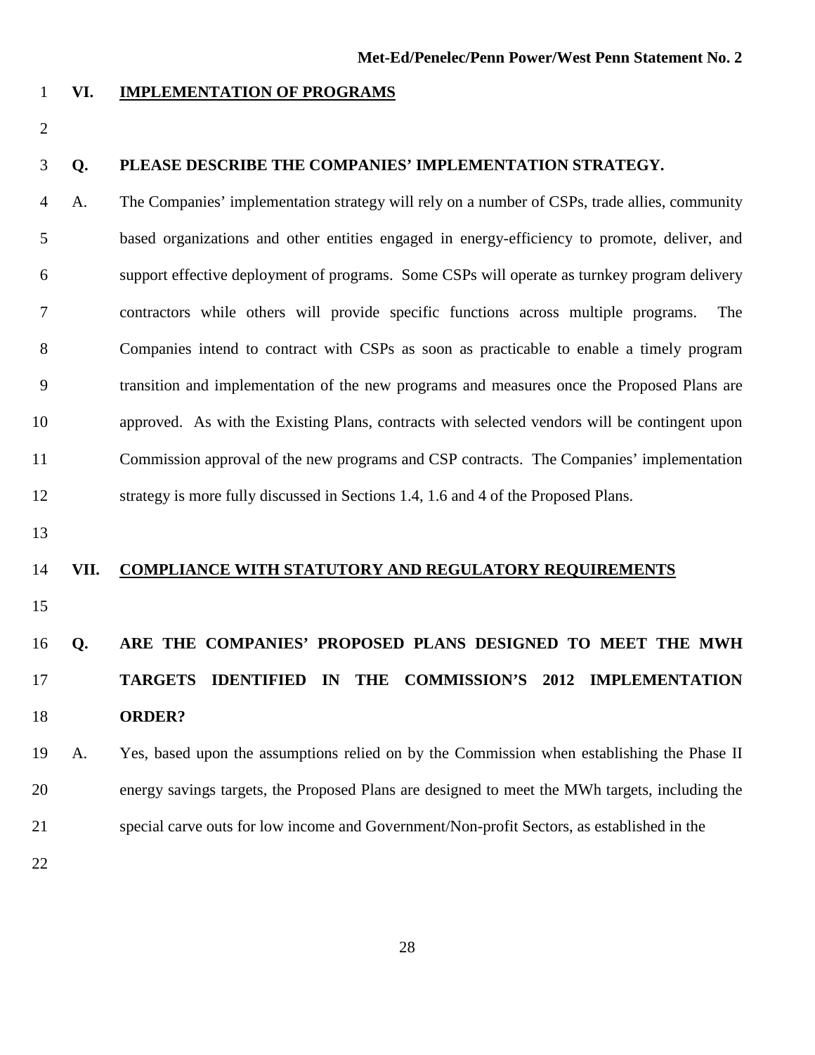## VI. IMPLEMENTATION OF PROGRAMS

**Q. PLEASE DESCRIBE THE COMPANIES' IMPLEMENTATION STRATEGY.**

A. The Companies' implementation strategy will rely on a number of CSPs, trade allies, community based organizations and other entities engaged in energy-efficiency to promote, deliver, and support effective deployment of programs. Some CSPs will operate as turnkey program delivery contractors while others will provide specific functions across multiple programs. The Companies intend to contract with CSPs as soon as practicable to enable a timely program transition and implementation of the new programs and measures once the Proposed Plans are approved. As with the Existing Plans, contracts with selected vendors will be contingent upon Commission approval of the new programs and CSP contracts. The Companies' implementation strategy is more fully discussed in Sections 1.4, 1.6 and 4 of the Proposed Plans.

## VII. COMPLIANCE WITH STATUTORY AND REGULATORY REQUIREMENTS

**Q. ARE THE COMPANIES' PROPOSED PLANS DESIGNED TO MEET THE MWH TARGETS IDENTIFIED IN THE COMMISSION'S 2012 IMPLEMENTATION ORDER?**

A. Yes, based upon the assumptions relied on by the Commission when establishing the Phase II energy savings targets, the Proposed Plans are designed to meet the MWh targets, including the special carve outs for low income and Government/Non-profit Sectors, as established in the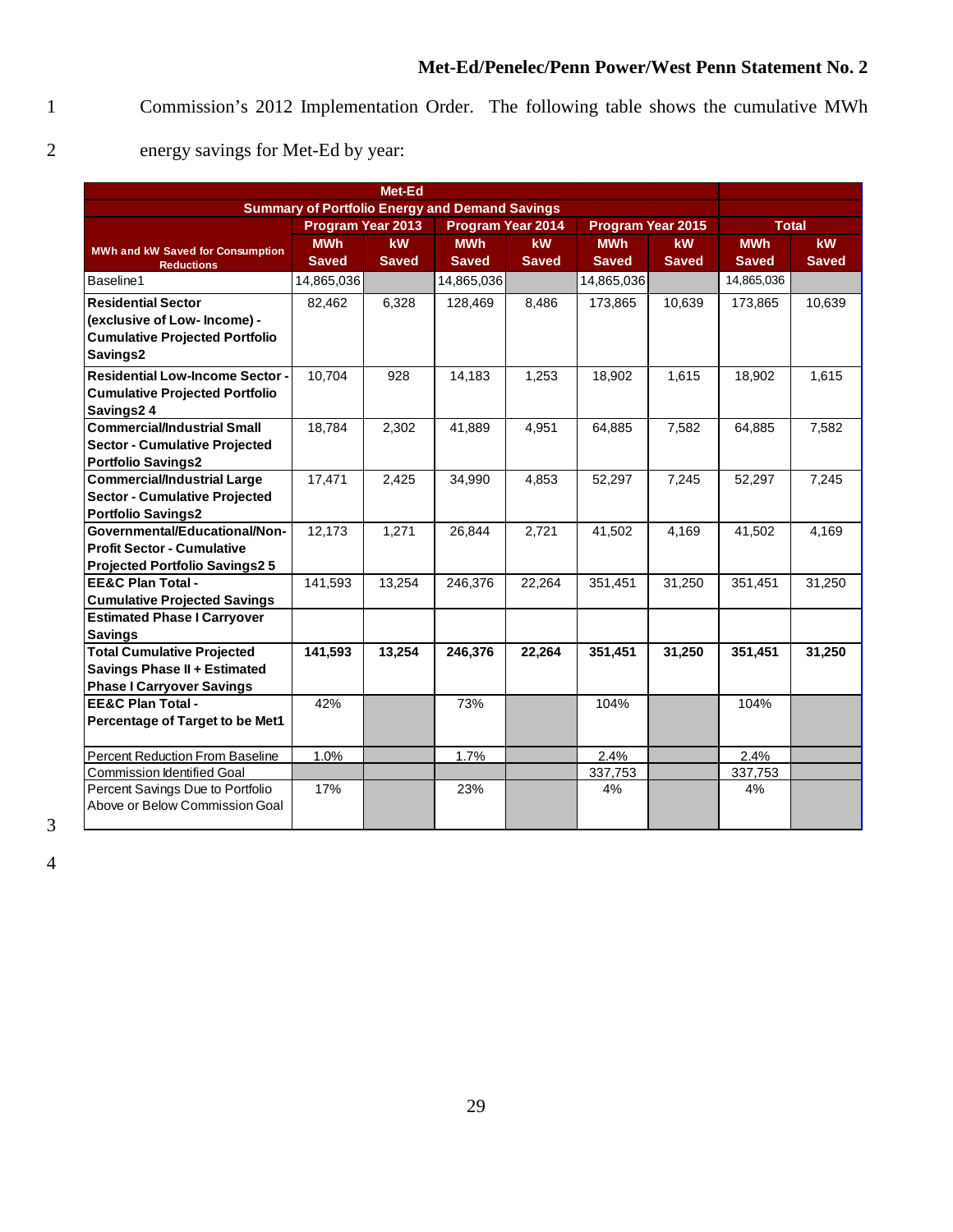Commission's 2012 Implementation Order. The following table shows the cumulative MWh energy savings for Met-Ed by year:

| Met-Ed | | | | | | | | |
|---|---|---|---|---|---|---|---|---|
| Summary of Portfolio Energy and Demand Savings | | | | | | | | |
| | Program Year 2013 | | Program Year 2014 | | Program Year 2015 | | Total | |
| MWh and kW Saved for Consumption Reductions | MWh Saved | kW Saved | MWh Saved | kW Saved | MWh Saved | kW Saved | MWh Saved | kW Saved |
| Baseline1 | 14,865,036 | | 14,865,036 | | 14,865,036 | | 14,865,036 | |
| **Residential Sector (exclusive of Low- Income) - Cumulative Projected Portfolio Savings2** | 82,462 | 6,328 | 128,469 | 8,486 | 173,865 | 10,639 | 173,865 | 10,639 |
| **Residential Low-Income Sector - Cumulative Projected Portfolio Savings2 4** | 10,704 | 928 | 14,183 | 1,253 | 18,902 | 1,615 | 18,902 | 1,615 |
| **Commercial/Industrial Small Sector - Cumulative Projected Portfolio Savings2** | 18,784 | 2,302 | 41,889 | 4,951 | 64,885 | 7,582 | 64,885 | 7,582 |
| **Commercial/Industrial Large Sector - Cumulative Projected Portfolio Savings2** | 17,471 | 2,425 | 34,990 | 4,853 | 52,297 | 7,245 | 52,297 | 7,245 |
| **Governmental/Educational/Non-Profit Sector - Cumulative Projected Portfolio Savings2 5** | 12,173 | 1,271 | 26,844 | 2,721 | 41,502 | 4,169 | 41,502 | 4,169 |
| **EE&C Plan Total - Cumulative Projected Savings** | 141,593 | 13,254 | 246,376 | 22,264 | 351,451 | 31,250 | 351,451 | 31,250 |
| **Estimated Phase I Carryover Savings** | | | | | | | | |
| **Total Cumulative Projected Savings Phase II + Estimated Phase I Carryover Savings** | **141,593** | **13,254** | **246,376** | **22,264** | **351,451** | **31,250** | **351,451** | **31,250** |
| **EE&C Plan Total - Percentage of Target to be Met1** | 42% | | 73% | | 104% | | 104% | |
| Percent Reduction From Baseline | 1.0% | | 1.7% | | 2.4% | | 2.4% | |
| Commission Identified Goal | | | | | 337,753 | | 337,753 | |
| Percent Savings Due to Portfolio Above or Below Commission Goal | 17% | | 23% | | 4% | | 4% | |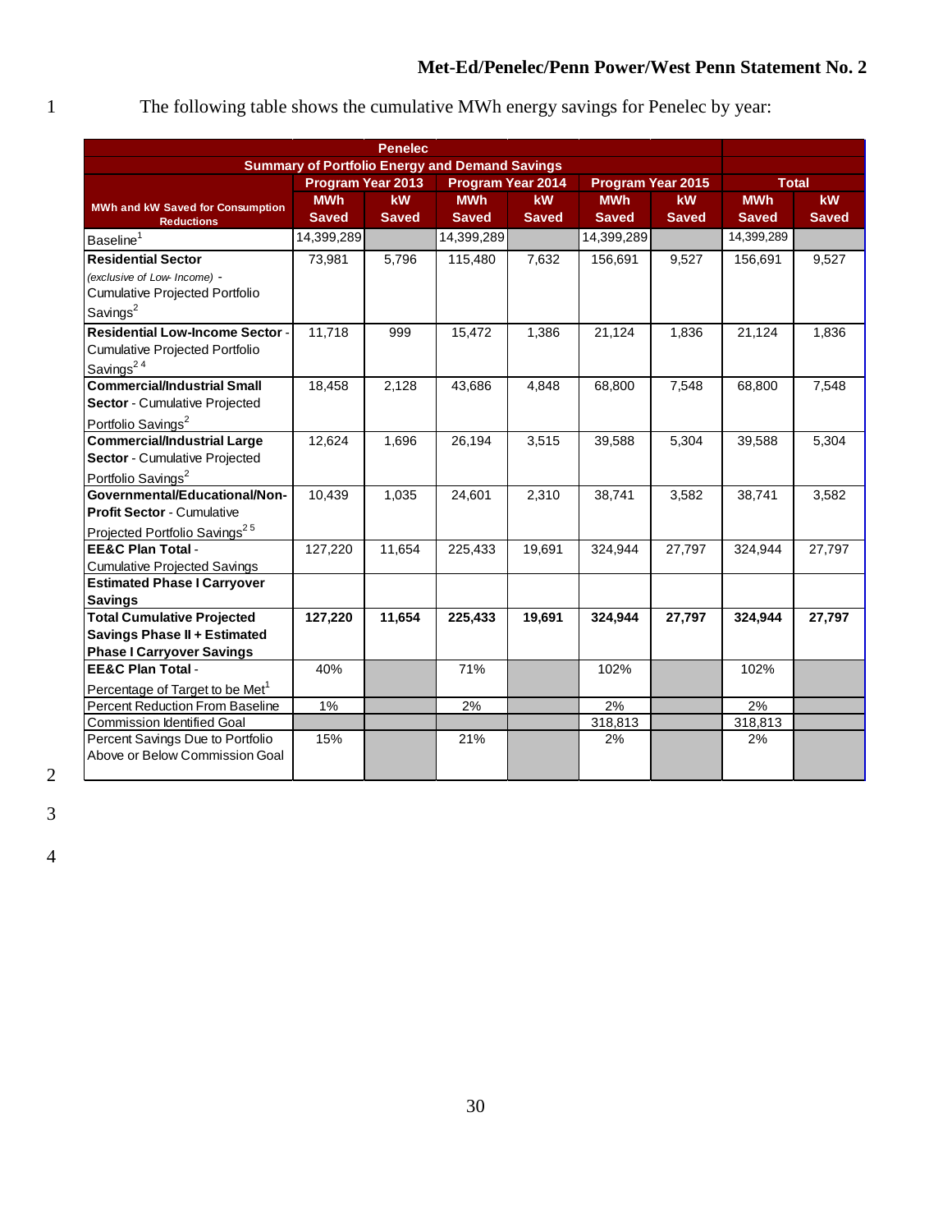The following table shows the cumulative MWh energy savings for Penelec by year:

| Penelec Summary of Portfolio Energy and Demand Savings | | | | | | | | |
|---|---|---|---|---|---|---|---|---|
| | Program Year 2013 | | Program Year 2014 | | Program Year 2015 | | Total | |
| MWh and kW Saved for Consumption Reductions | MWh Saved | kW Saved | MWh Saved | kW Saved | MWh Saved | kW Saved | MWh Saved | kW Saved |
| Baseline[1] | 14,399,289 | | 14,399,289 | | 14,399,289 | | 14,399,289 | |
| **Residential Sector** *(exclusive of Low- Income)* - Cumulative Projected Portfolio Savings[2] | 73,981 | 5,796 | 115,480 | 7,632 | 156,691 | 9,527 | 156,691 | 9,527 |
| **Residential Low-Income Sector** - Cumulative Projected Portfolio Savings[2 4] | 11,718 | 999 | 15,472 | 1,386 | 21,124 | 1,836 | 21,124 | 1,836 |
| **Commercial/Industrial Small Sector** - Cumulative Projected Portfolio Savings[2] | 18,458 | 2,128 | 43,686 | 4,848 | 68,800 | 7,548 | 68,800 | 7,548 |
| **Commercial/Industrial Large Sector** - Cumulative Projected Portfolio Savings[2] | 12,624 | 1,696 | 26,194 | 3,515 | 39,588 | 5,304 | 39,588 | 5,304 |
| **Governmental/Educational/Non-Profit Sector** - Cumulative Projected Portfolio Savings[2 5] | 10,439 | 1,035 | 24,601 | 2,310 | 38,741 | 3,582 | 38,741 | 3,582 |
| **EE&C Plan Total** - Cumulative Projected Savings | 127,220 | 11,654 | 225,433 | 19,691 | 324,944 | 27,797 | 324,944 | 27,797 |
| **Estimated Phase I Carryover Savings** | | | | | | | | |
| **Total Cumulative Projected Savings Phase II + Estimated Phase I Carryover Savings** | **127,220** | **11,654** | **225,433** | **19,691** | **324,944** | **27,797** | **324,944** | **27,797** |
| **EE&C Plan Total** - Percentage of Target to be Met[1] | 40% | | 71% | | 102% | | 102% | |
| Percent Reduction From Baseline | 1% | | 2% | | 2% | | 2% | |
| Commission Identified Goal | | | | | 318,813 | | 318,813 | |
| Percent Savings Due to Portfolio Above or Below Commission Goal | 15% | | 21% | | 2% | | 2% | |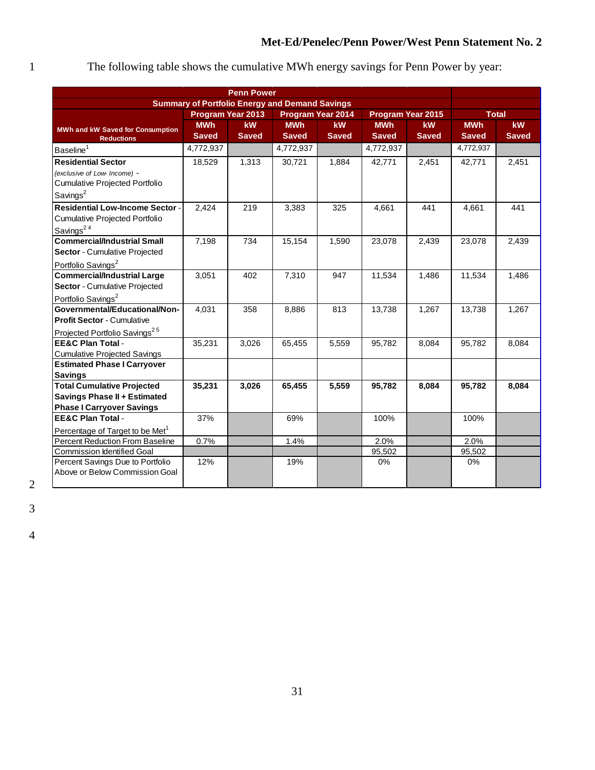The following table shows the cumulative MWh energy savings for Penn Power by year:

| Penn Power Summary of Portfolio Energy and Demand Savings | | | | | | | | |
|---|---|---|---|---|---|---|---|---|
| | Program Year 2013 | | Program Year 2014 | | Program Year 2015 | | Total | |
| MWh and kW Saved for Consumption Reductions | MWh Saved | kW Saved | MWh Saved | kW Saved | MWh Saved | kW Saved | MWh Saved | kW Saved |
| Baseline[1] | 4,772,937 | | 4,772,937 | | 4,772,937 | | 4,772,937 | |
| **Residential Sector** *(exclusive of Low- Income)* - Cumulative Projected Portfolio Savings[2] | 18,529 | 1,313 | 30,721 | 1,884 | 42,771 | 2,451 | 42,771 | 2,451 |
| **Residential Low-Income Sector** - Cumulative Projected Portfolio Savings[2 4] | 2,424 | 219 | 3,383 | 325 | 4,661 | 441 | 4,661 | 441 |
| **Commercial/Industrial Small Sector** - Cumulative Projected Portfolio Savings[2] | 7,198 | 734 | 15,154 | 1,590 | 23,078 | 2,439 | 23,078 | 2,439 |
| **Commercial/Industrial Large Sector** - Cumulative Projected Portfolio Savings[2] | 3,051 | 402 | 7,310 | 947 | 11,534 | 1,486 | 11,534 | 1,486 |
| **Governmental/Educational/Non-Profit Sector** - Cumulative Projected Portfolio Savings[2 5] | 4,031 | 358 | 8,886 | 813 | 13,738 | 1,267 | 13,738 | 1,267 |
| **EE&C Plan Total** - Cumulative Projected Savings | 35,231 | 3,026 | 65,455 | 5,559 | 95,782 | 8,084 | 95,782 | 8,084 |
| **Estimated Phase I Carryover Savings** | | | | | | | | |
| **Total Cumulative Projected Savings Phase II + Estimated Phase I Carryover Savings** | **35,231** | **3,026** | **65,455** | **5,559** | **95,782** | **8,084** | **95,782** | **8,084** |
| **EE&C Plan Total** - Percentage of Target to be Met[1] | 37% | | 69% | | 100% | | 100% | |
| Percent Reduction From Baseline | 0.7% | | 1.4% | | 2.0% | | 2.0% | |
| Commission Identified Goal | | | | | 95,502 | | 95,502 | |
| Percent Savings Due to Portfolio Above or Below Commission Goal | 12% | | 19% | | 0% | | 0% | |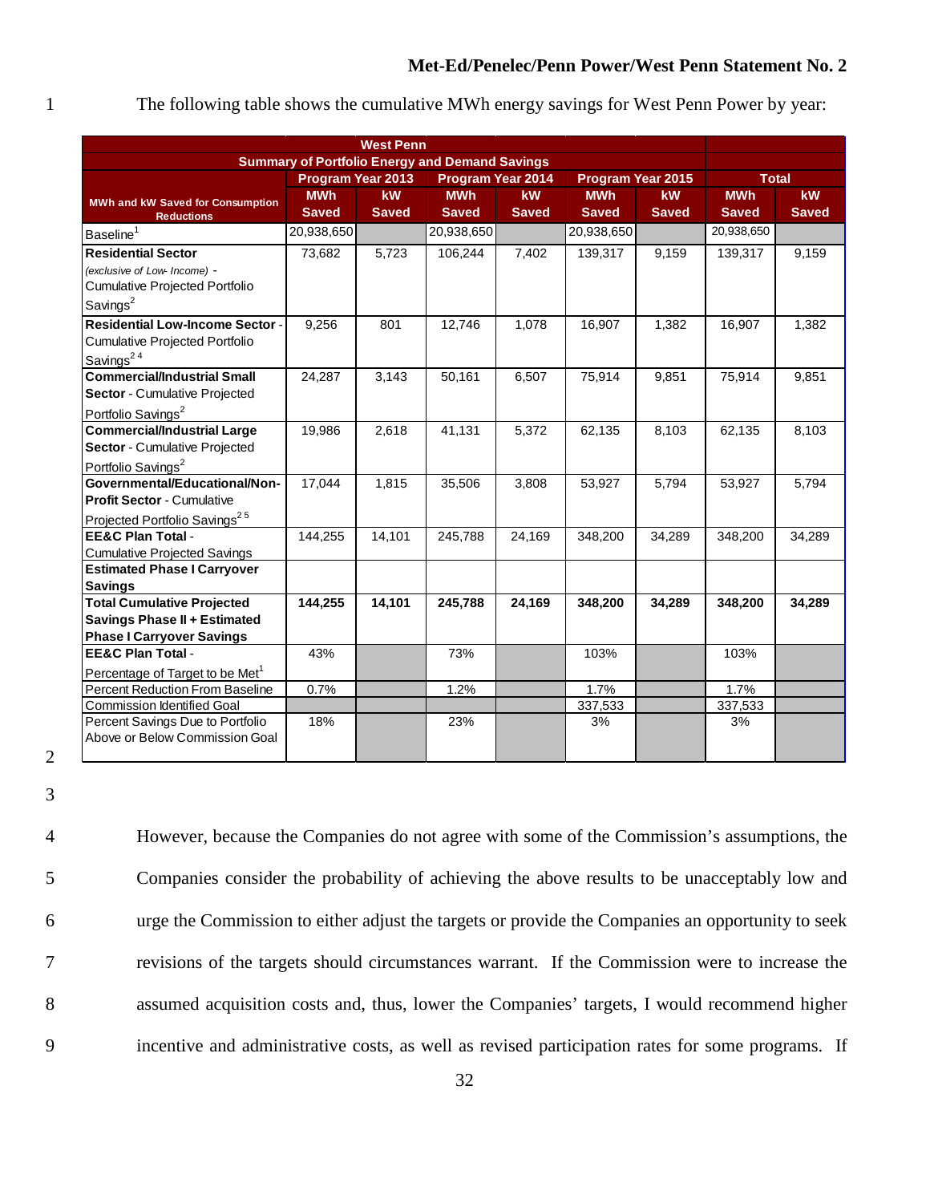The following table shows the cumulative MWh energy savings for West Penn Power by year:

| West Penn Summary of Portfolio Energy and Demand Savings | | | | | | | | |
|---|---|---|---|---|---|---|---|---|
| | Program Year 2013 | | Program Year 2014 | | Program Year 2015 | | Total | |
| **MWh and kW Saved for Consumption Reductions** | **MWh Saved** | **kW Saved** | **MWh Saved** | **kW Saved** | **MWh Saved** | **kW Saved** | **MWh Saved** | **kW Saved** |
| Baseline[1] | 20,938,650 | | 20,938,650 | | 20,938,650 | | 20,938,650 | |
| **Residential Sector** *(exclusive of Low- Income)* - Cumulative Projected Portfolio Savings[2] | 73,682 | 5,723 | 106,244 | 7,402 | 139,317 | 9,159 | 139,317 | 9,159 |
| **Residential Low-Income Sector** - Cumulative Projected Portfolio Savings[2 4] | 9,256 | 801 | 12,746 | 1,078 | 16,907 | 1,382 | 16,907 | 1,382 |
| **Commercial/Industrial Small Sector** - Cumulative Projected Portfolio Savings[2] | 24,287 | 3,143 | 50,161 | 6,507 | 75,914 | 9,851 | 75,914 | 9,851 |
| **Commercial/Industrial Large Sector** - Cumulative Projected Portfolio Savings[2] | 19,986 | 2,618 | 41,131 | 5,372 | 62,135 | 8,103 | 62,135 | 8,103 |
| **Governmental/Educational/Non-Profit Sector** - Cumulative Projected Portfolio Savings[2 5] | 17,044 | 1,815 | 35,506 | 3,808 | 53,927 | 5,794 | 53,927 | 5,794 |
| **EE&C Plan Total** - Cumulative Projected Savings | 144,255 | 14,101 | 245,788 | 24,169 | 348,200 | 34,289 | 348,200 | 34,289 |
| **Estimated Phase I Carryover Savings** | | | | | | | | |
| **Total Cumulative Projected Savings Phase II + Estimated Phase I Carryover Savings** | **144,255** | **14,101** | **245,788** | **24,169** | **348,200** | **34,289** | **348,200** | **34,289** |
| **EE&C Plan Total** - Percentage of Target to be Met[1] | 43% | | 73% | | 103% | | 103% | |
| Percent Reduction From Baseline | 0.7% | | 1.2% | | 1.7% | | 1.7% | |
| Commission Identified Goal | | | | | 337,533 | | 337,533 | |
| Percent Savings Due to Portfolio Above or Below Commission Goal | 18% | | 23% | | 3% | | 3% | |

However, because the Companies do not agree with some of the Commission's assumptions, the Companies consider the probability of achieving the above results to be unacceptably low and urge the Commission to either adjust the targets or provide the Companies an opportunity to seek revisions of the targets should circumstances warrant. If the Commission were to increase the assumed acquisition costs and, thus, lower the Companies' targets, I would recommend higher incentive and administrative costs, as well as revised participation rates for some programs. If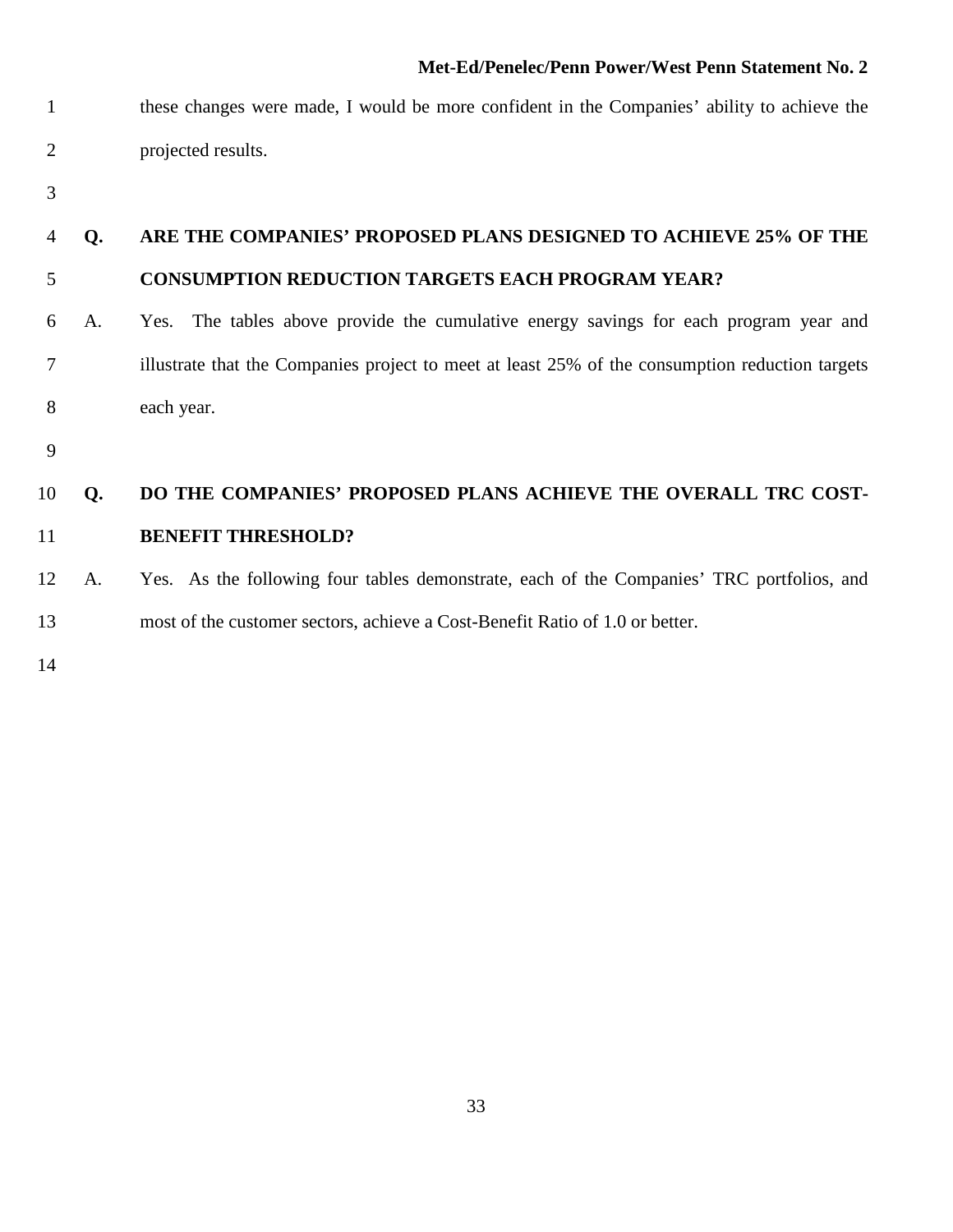these changes were made, I would be more confident in the Companies' ability to achieve the projected results.

**Q. ARE THE COMPANIES' PROPOSED PLANS DESIGNED TO ACHIEVE 25% OF THE CONSUMPTION REDUCTION TARGETS EACH PROGRAM YEAR?**

A. Yes. The tables above provide the cumulative energy savings for each program year and illustrate that the Companies project to meet at least 25% of the consumption reduction targets each year.

**Q. DO THE COMPANIES' PROPOSED PLANS ACHIEVE THE OVERALL TRC COST-BENEFIT THRESHOLD?**

A. Yes. As the following four tables demonstrate, each of the Companies' TRC portfolios, and most of the customer sectors, achieve a Cost-Benefit Ratio of 1.0 or better.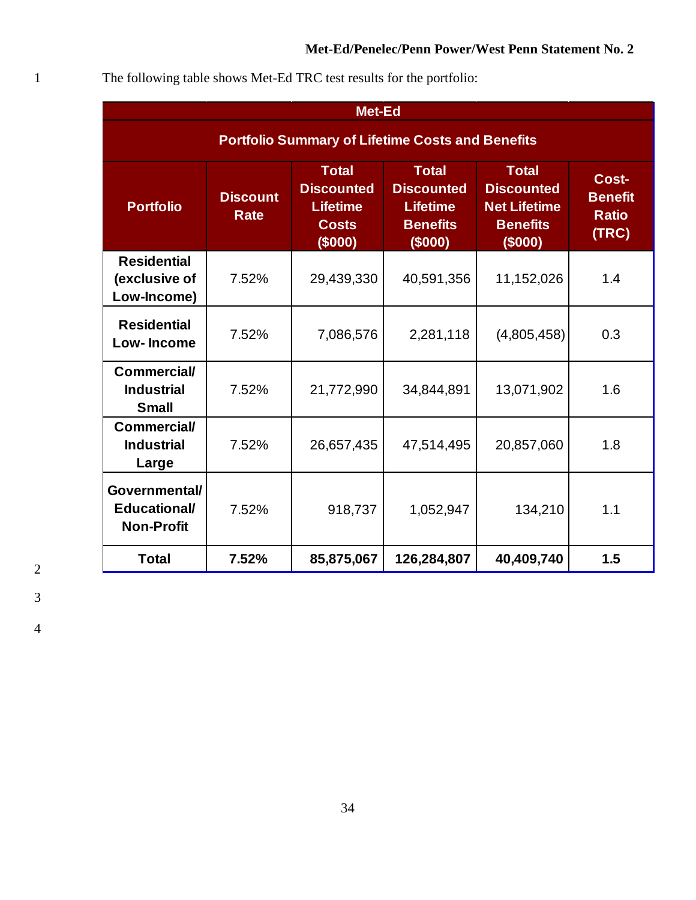The following table shows Met-Ed TRC test results for the portfolio:

| Met-Ed | | | | | |
|---|---|---|---|---|---|
| **Portfolio Summary of Lifetime Costs and Benefits** | | | | | |
| **Portfolio** | **Discount Rate** | **Total Discounted Lifetime Costs ($000)** | **Total Discounted Lifetime Benefits ($000)** | **Total Discounted Net Lifetime Benefits ($000)** | **Cost-Benefit Ratio (TRC)** |
| **Residential (exclusive of Low-Income)** | 7.52% | 29,439,330 | 40,591,356 | 11,152,026 | 1.4 |
| **Residential Low- Income** | 7.52% | 7,086,576 | 2,281,118 | (4,805,458) | 0.3 |
| **Commercial/ Industrial Small** | 7.52% | 21,772,990 | 34,844,891 | 13,071,902 | 1.6 |
| **Commercial/ Industrial Large** | 7.52% | 26,657,435 | 47,514,495 | 20,857,060 | 1.8 |
| **Governmental/ Educational/ Non-Profit** | 7.52% | 918,737 | 1,052,947 | 134,210 | 1.1 |
| **Total** | **7.52%** | **85,875,067** | **126,284,807** | **40,409,740** | **1.5** |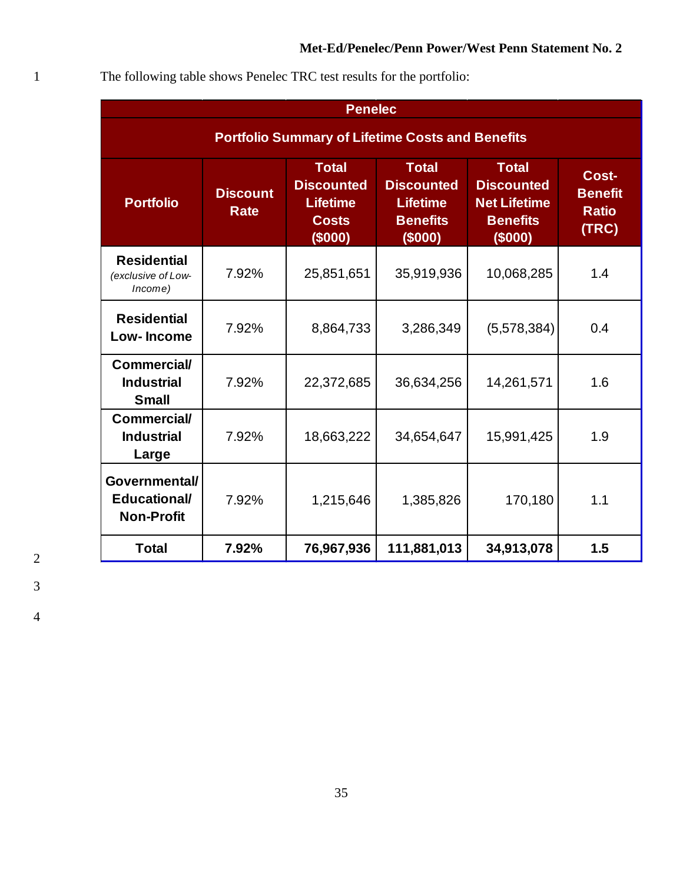The following table shows Penelec TRC test results for the portfolio:

| Penelec | | | | | |
|---|---|---|---|---|---|
| **Portfolio Summary of Lifetime Costs and Benefits** | | | | | |
| **Portfolio** | **Discount Rate** | **Total Discounted Lifetime Costs ($000)** | **Total Discounted Lifetime Benefits ($000)** | **Total Discounted Net Lifetime Benefits ($000)** | **Cost-Benefit Ratio (TRC)** |
| **Residential** *(exclusive of Low-Income)* | 7.92% | 25,851,651 | 35,919,936 | 10,068,285 | 1.4 |
| **Residential Low- Income** | 7.92% | 8,864,733 | 3,286,349 | (5,578,384) | 0.4 |
| **Commercial/ Industrial Small** | 7.92% | 22,372,685 | 36,634,256 | 14,261,571 | 1.6 |
| **Commercial/ Industrial Large** | 7.92% | 18,663,222 | 34,654,647 | 15,991,425 | 1.9 |
| **Governmental/ Educational/ Non-Profit** | 7.92% | 1,215,646 | 1,385,826 | 170,180 | 1.1 |
| **Total** | **7.92%** | **76,967,936** | **111,881,013** | **34,913,078** | **1.5** |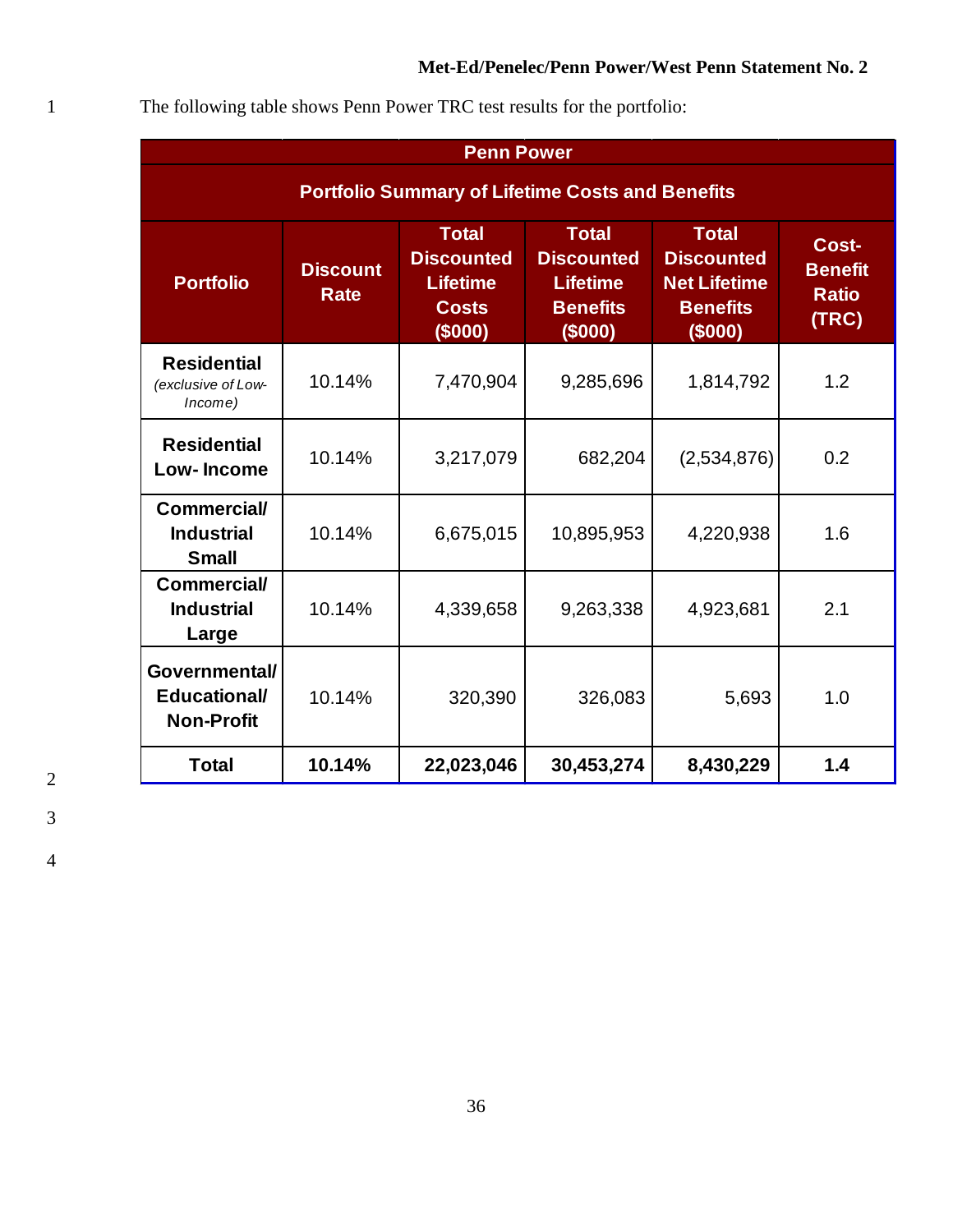The following table shows Penn Power TRC test results for the portfolio:

| Penn Power | | | | | |
|---|---|---|---|---|---|
| **Portfolio Summary of Lifetime Costs and Benefits** | | | | | |
| **Portfolio** | **Discount Rate** | **Total Discounted Lifetime Costs ($000)** | **Total Discounted Lifetime Benefits ($000)** | **Total Discounted Net Lifetime Benefits ($000)** | **Cost-Benefit Ratio (TRC)** |
| **Residential** *(exclusive of Low-Income)* | 10.14% | 7,470,904 | 9,285,696 | 1,814,792 | 1.2 |
| **Residential Low- Income** | 10.14% | 3,217,079 | 682,204 | (2,534,876) | 0.2 |
| **Commercial/ Industrial Small** | 10.14% | 6,675,015 | 10,895,953 | 4,220,938 | 1.6 |
| **Commercial/ Industrial Large** | 10.14% | 4,339,658 | 9,263,338 | 4,923,681 | 2.1 |
| **Governmental/ Educational/ Non-Profit** | 10.14% | 320,390 | 326,083 | 5,693 | 1.0 |
| **Total** | **10.14%** | **22,023,046** | **30,453,274** | **8,430,229** | **1.4** |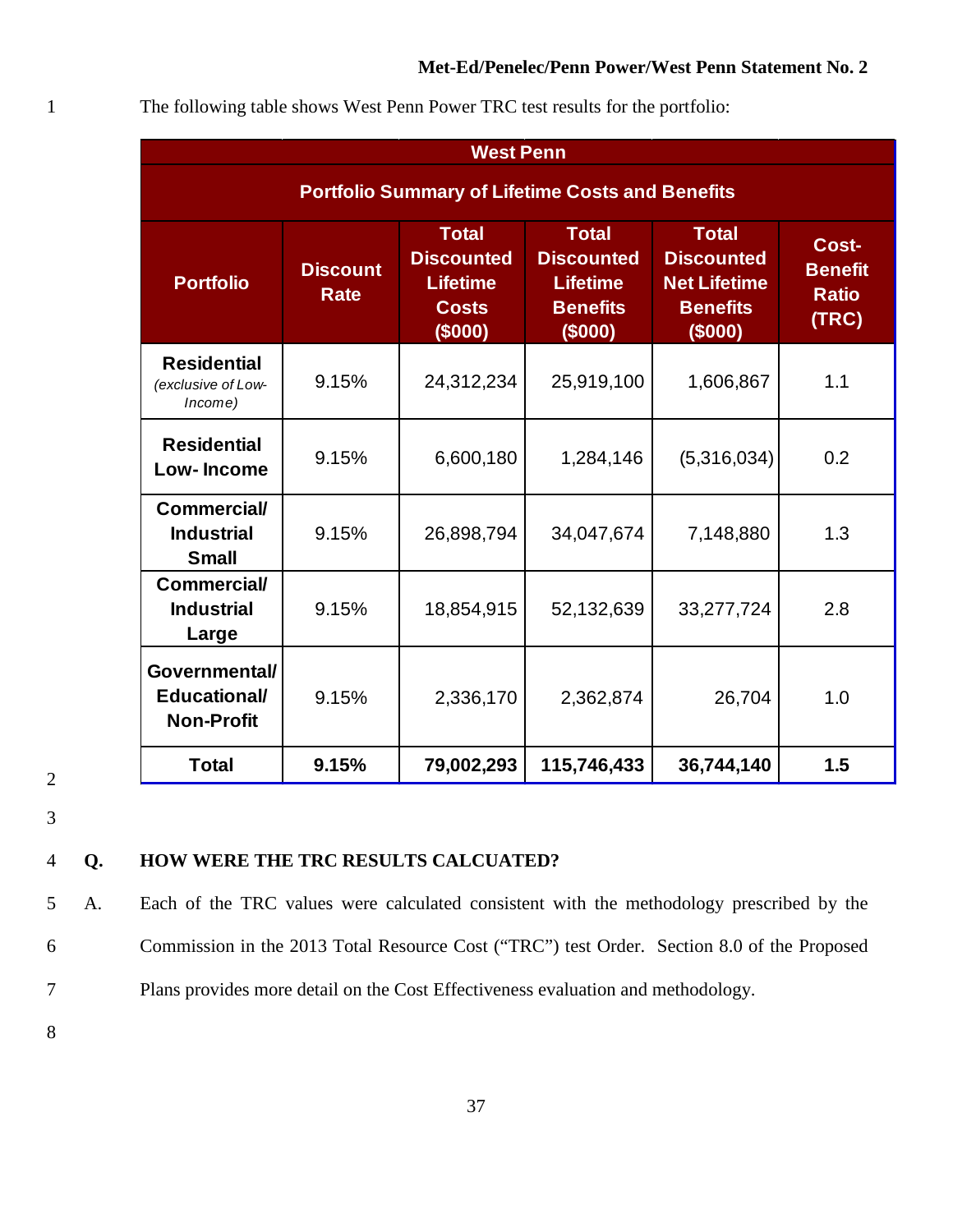The following table shows West Penn Power TRC test results for the portfolio:

| West Penn | | | | | |
|---|---|---|---|---|---|
| **Portfolio Summary of Lifetime Costs and Benefits** | | | | | |
| **Portfolio** | **Discount Rate** | **Total Discounted Lifetime Costs ($000)** | **Total Discounted Lifetime Benefits ($000)** | **Total Discounted Net Lifetime Benefits ($000)** | **Cost-Benefit Ratio (TRC)** |
| **Residential** *(exclusive of Low-Income)* | 9.15% | 24,312,234 | 25,919,100 | 1,606,867 | 1.1 |
| **Residential Low- Income** | 9.15% | 6,600,180 | 1,284,146 | (5,316,034) | 0.2 |
| **Commercial/ Industrial Small** | 9.15% | 26,898,794 | 34,047,674 | 7,148,880 | 1.3 |
| **Commercial/ Industrial Large** | 9.15% | 18,854,915 | 52,132,639 | 33,277,724 | 2.8 |
| **Governmental/ Educational/ Non-Profit** | 9.15% | 2,336,170 | 2,362,874 | 26,704 | 1.0 |
| **Total** | **9.15%** | **79,002,293** | **115,746,433** | **36,744,140** | **1.5** |

**Q. HOW WERE THE TRC RESULTS CALCUATED?**

A. Each of the TRC values were calculated consistent with the methodology prescribed by the Commission in the 2013 Total Resource Cost ("TRC") test Order. Section 8.0 of the Proposed Plans provides more detail on the Cost Effectiveness evaluation and methodology.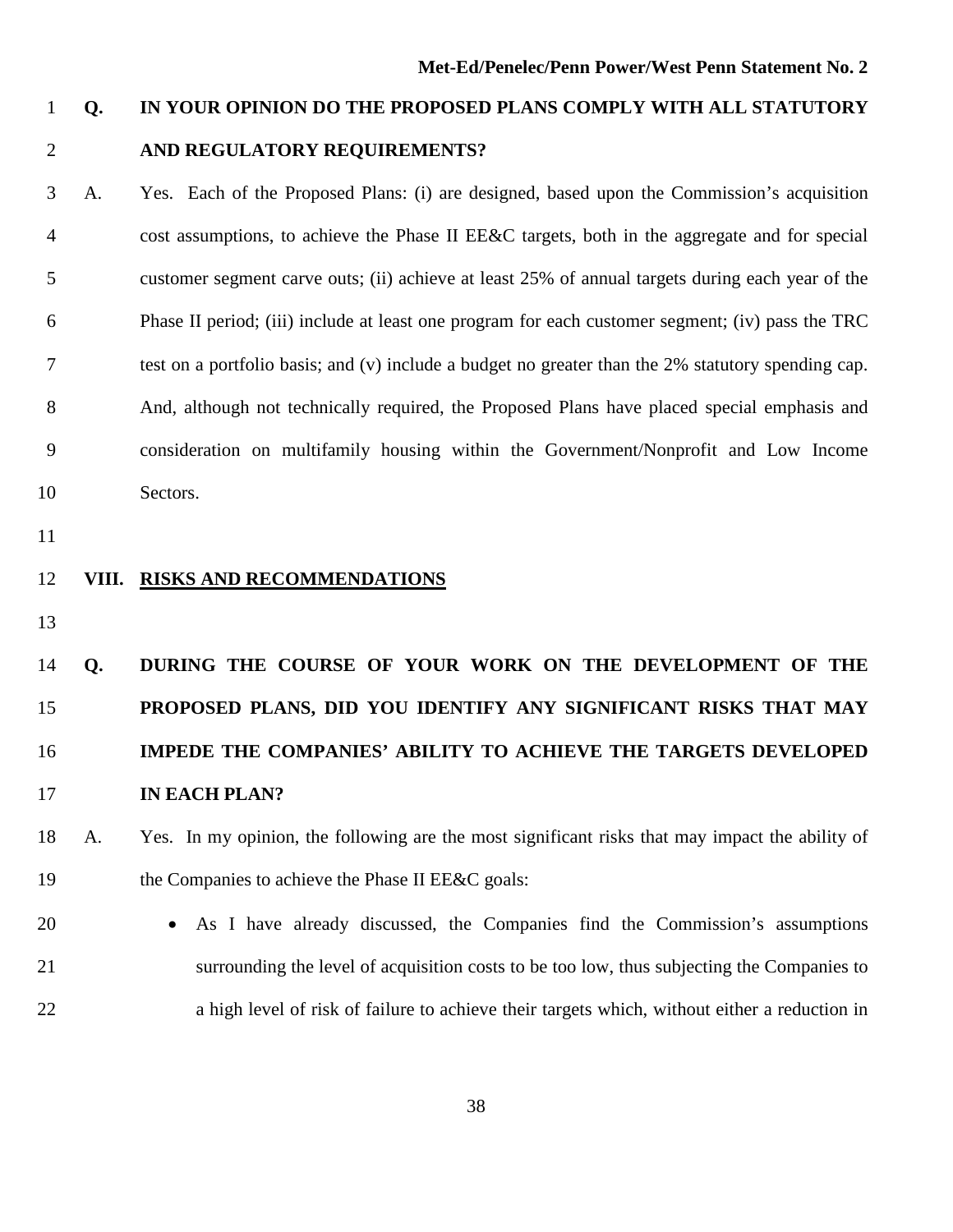**Q. IN YOUR OPINION DO THE PROPOSED PLANS COMPLY WITH ALL STATUTORY AND REGULATORY REQUIREMENTS?**

A. Yes. Each of the Proposed Plans: (i) are designed, based upon the Commission's acquisition cost assumptions, to achieve the Phase II EE&C targets, both in the aggregate and for special customer segment carve outs; (ii) achieve at least 25% of annual targets during each year of the Phase II period; (iii) include at least one program for each customer segment; (iv) pass the TRC test on a portfolio basis; and (v) include a budget no greater than the 2% statutory spending cap. And, although not technically required, the Proposed Plans have placed special emphasis and consideration on multifamily housing within the Government/Nonprofit and Low Income Sectors.

## VIII. RISKS AND RECOMMENDATIONS

**Q. DURING THE COURSE OF YOUR WORK ON THE DEVELOPMENT OF THE PROPOSED PLANS, DID YOU IDENTIFY ANY SIGNIFICANT RISKS THAT MAY IMPEDE THE COMPANIES' ABILITY TO ACHIEVE THE TARGETS DEVELOPED IN EACH PLAN?**

A. Yes. In my opinion, the following are the most significant risks that may impact the ability of the Companies to achieve the Phase II EE&C goals:

- As I have already discussed, the Companies find the Commission's assumptions surrounding the level of acquisition costs to be too low, thus subjecting the Companies to a high level of risk of failure to achieve their targets which, without either a reduction in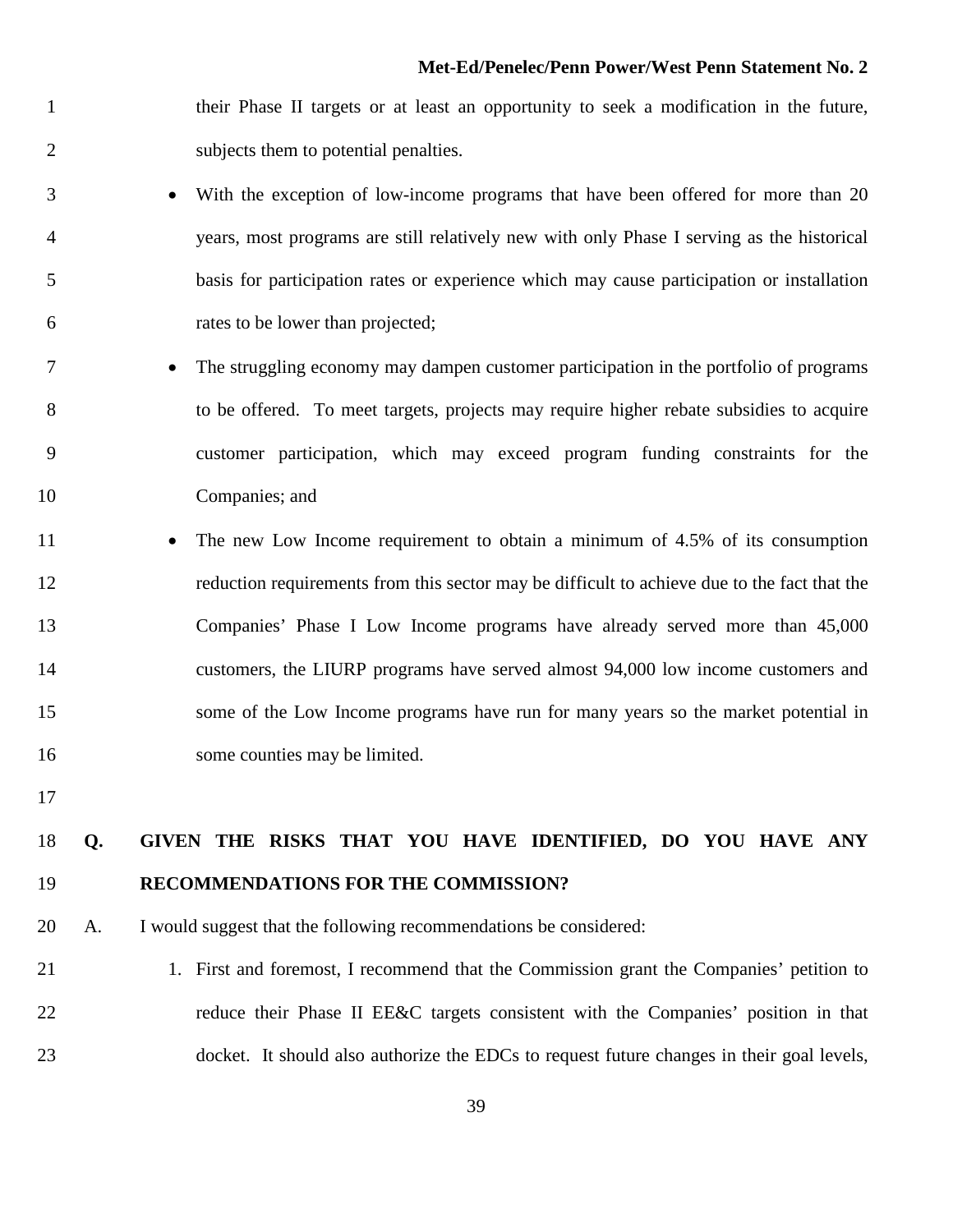their Phase II targets or at least an opportunity to seek a modification in the future, subjects them to potential penalties.

- With the exception of low-income programs that have been offered for more than 20 years, most programs are still relatively new with only Phase I serving as the historical basis for participation rates or experience which may cause participation or installation rates to be lower than projected;
- The struggling economy may dampen customer participation in the portfolio of programs to be offered. To meet targets, projects may require higher rebate subsidies to acquire customer participation, which may exceed program funding constraints for the Companies; and
- The new Low Income requirement to obtain a minimum of 4.5% of its consumption reduction requirements from this sector may be difficult to achieve due to the fact that the Companies' Phase I Low Income programs have already served more than 45,000 customers, the LIURP programs have served almost 94,000 low income customers and some of the Low Income programs have run for many years so the market potential in some counties may be limited.

**Q. GIVEN THE RISKS THAT YOU HAVE IDENTIFIED, DO YOU HAVE ANY RECOMMENDATIONS FOR THE COMMISSION?**

A. I would suggest that the following recommendations be considered:

1. First and foremost, I recommend that the Commission grant the Companies' petition to reduce their Phase II EE&C targets consistent with the Companies' position in that docket. It should also authorize the EDCs to request future changes in their goal levels,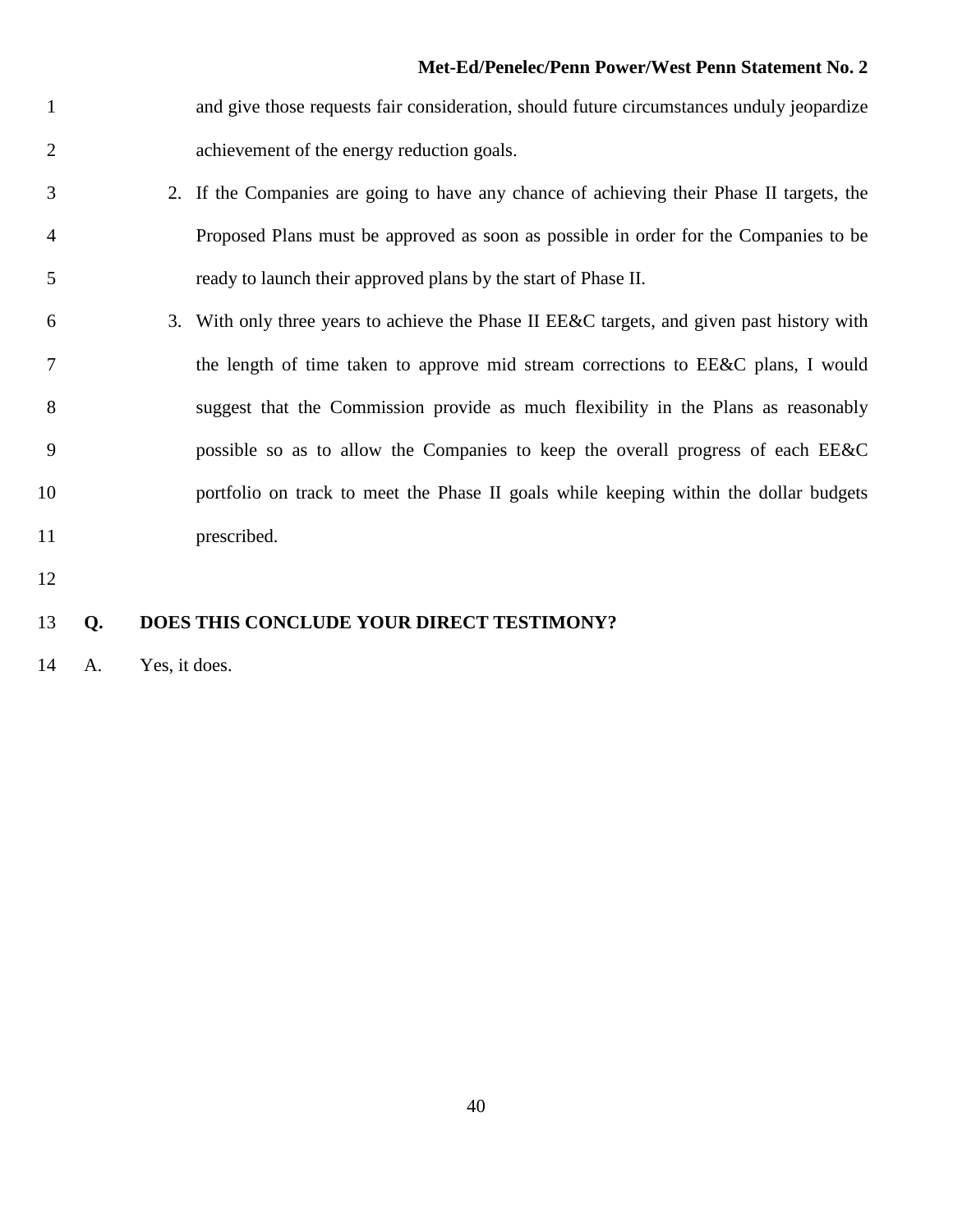and give those requests fair consideration, should future circumstances unduly jeopardize achievement of the energy reduction goals.

2. If the Companies are going to have any chance of achieving their Phase II targets, the Proposed Plans must be approved as soon as possible in order for the Companies to be ready to launch their approved plans by the start of Phase II.
3. With only three years to achieve the Phase II EE&C targets, and given past history with the length of time taken to approve mid stream corrections to EE&C plans, I would suggest that the Commission provide as much flexibility in the Plans as reasonably possible so as to allow the Companies to keep the overall progress of each EE&C portfolio on track to meet the Phase II goals while keeping within the dollar budgets prescribed.

**Q. DOES THIS CONCLUDE YOUR DIRECT TESTIMONY?**

A. Yes, it does.